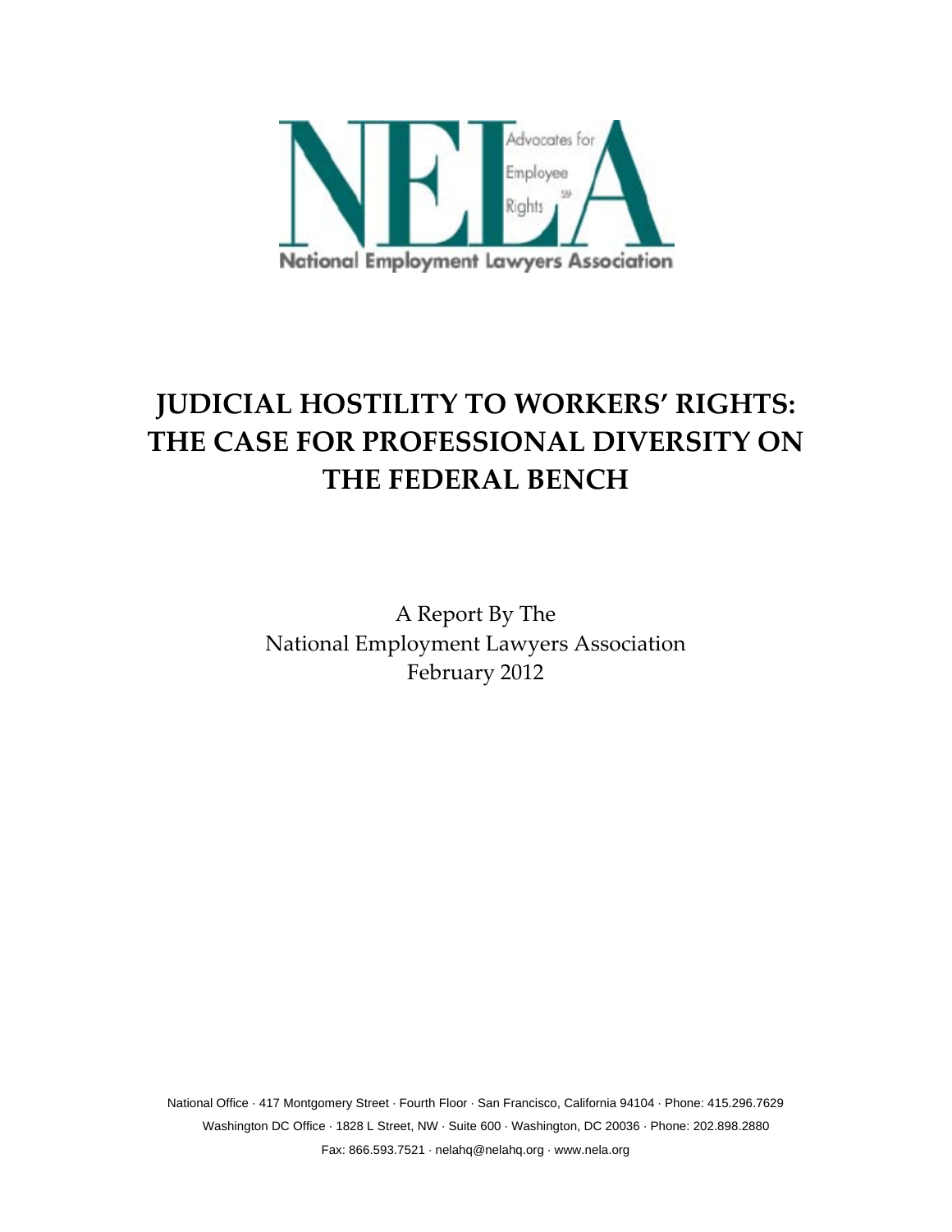NELA

Advocates for Employee Rights

National Employment Lawyers Association

# JUDICIAL HOSTILITY TO WORKERS' RIGHTS: THE CASE FOR PROFESSIONAL DIVERSITY ON THE FEDERAL BENCH

A Report By The
National Employment Lawyers Association
February 2012

National Office · 417 Montgomery Street · Fourth Floor · San Francisco, California 94104 · Phone: 415.296.7629
Washington DC Office · 1828 L Street, NW · Suite 600 · Washington, DC 20036 · Phone: 202.898.2880
Fax: 866.593.7521 · nelahq@nelahq.org · www.nela.org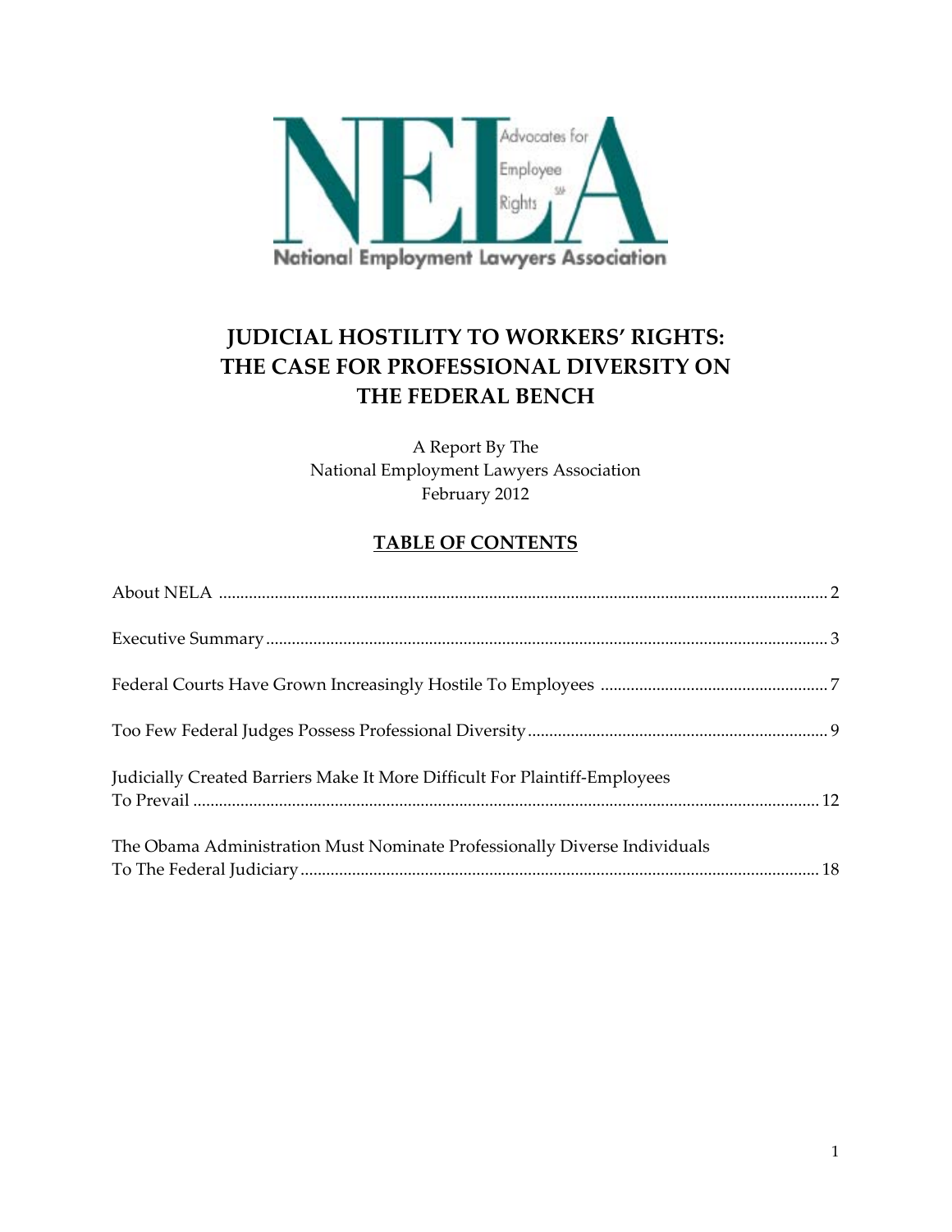# JUDICIAL HOSTILITY TO WORKERS' RIGHTS: THE CASE FOR PROFESSIONAL DIVERSITY ON THE FEDERAL BENCH

A Report By The
National Employment Lawyers Association
February 2012

## TABLE OF CONTENTS

About NELA ..... 2

Executive Summary ..... 3

Federal Courts Have Grown Increasingly Hostile To Employees ..... 7

Too Few Federal Judges Possess Professional Diversity ..... 9

Judicially Created Barriers Make It More Difficult For Plaintiff-Employees To Prevail ..... 12

The Obama Administration Must Nominate Professionally Diverse Individuals To The Federal Judiciary ..... 18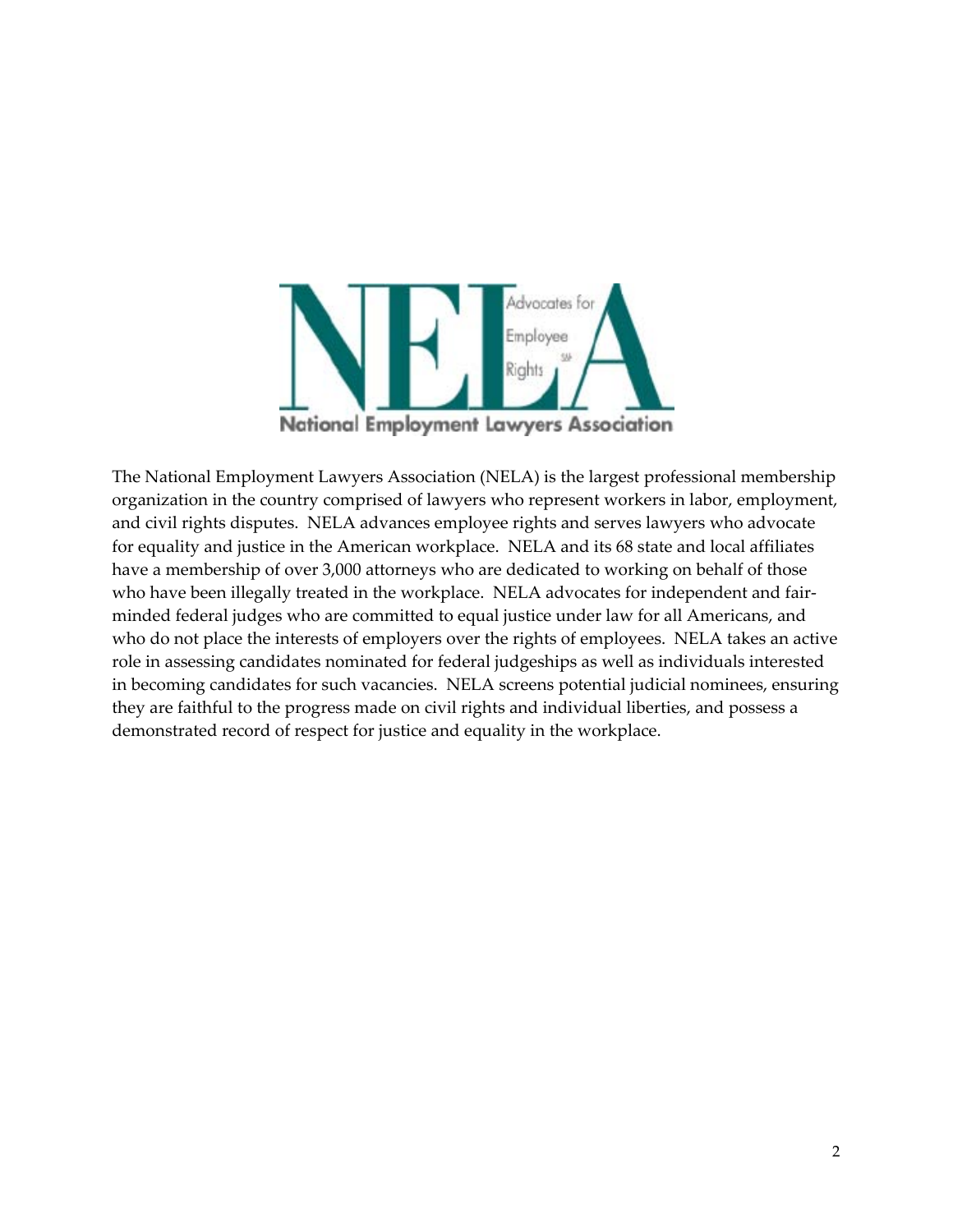The National Employment Lawyers Association (NELA) is the largest professional membership organization in the country comprised of lawyers who represent workers in labor, employment, and civil rights disputes. NELA advances employee rights and serves lawyers who advocate for equality and justice in the American workplace. NELA and its 68 state and local affiliates have a membership of over 3,000 attorneys who are dedicated to working on behalf of those who have been illegally treated in the workplace. NELA advocates for independent and fair-minded federal judges who are committed to equal justice under law for all Americans, and who do not place the interests of employers over the rights of employees. NELA takes an active role in assessing candidates nominated for federal judgeships as well as individuals interested in becoming candidates for such vacancies. NELA screens potential judicial nominees, ensuring they are faithful to the progress made on civil rights and individual liberties, and possess a demonstrated record of respect for justice and equality in the workplace.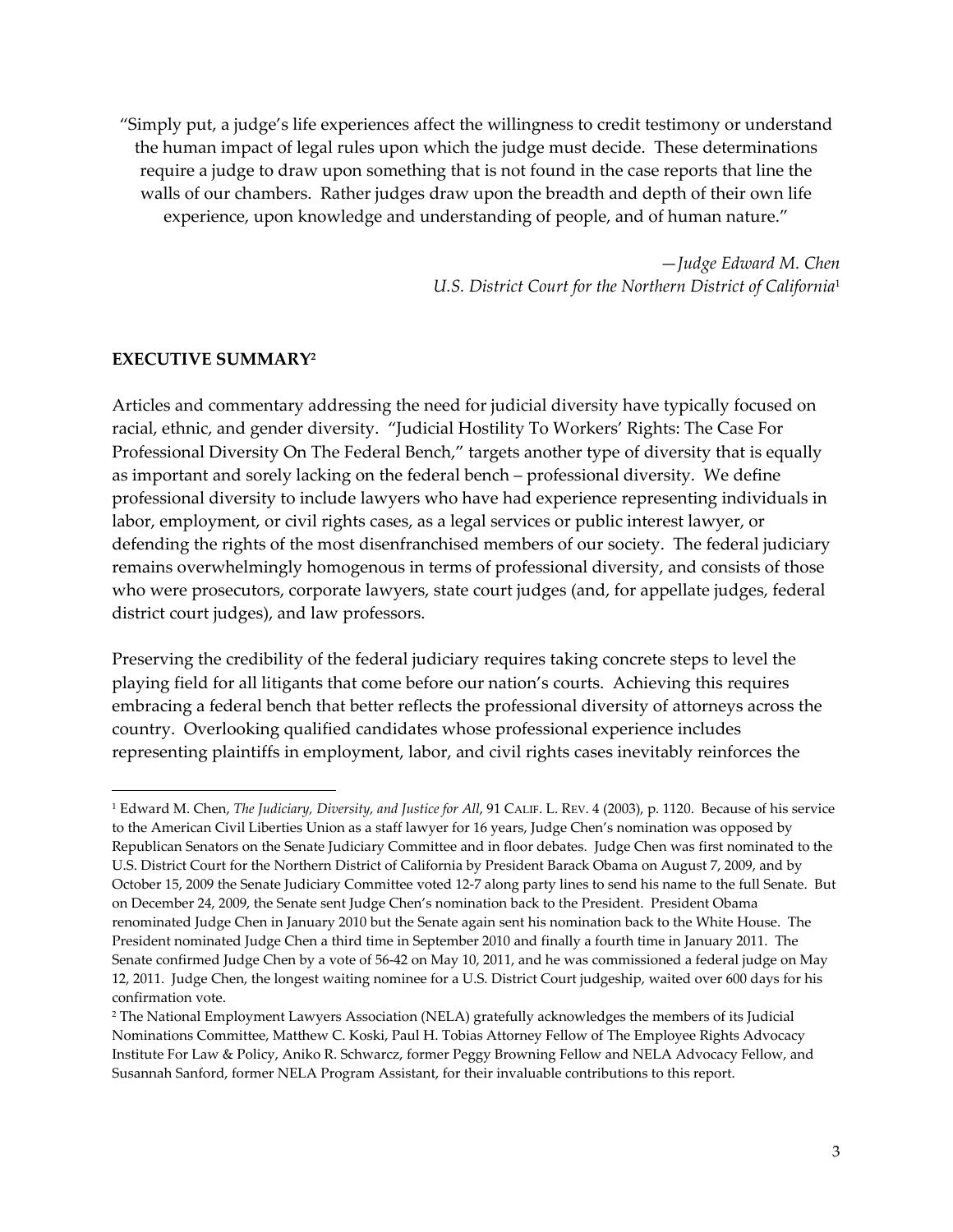"Simply put, a judge's life experiences affect the willingness to credit testimony or understand the human impact of legal rules upon which the judge must decide. These determinations require a judge to draw upon something that is not found in the case reports that line the walls of our chambers. Rather judges draw upon the breadth and depth of their own life experience, upon knowledge and understanding of people, and of human nature."

*—Judge Edward M. Chen*
*U.S. District Court for the Northern District of California*[1]

**EXECUTIVE SUMMARY**[2]

Articles and commentary addressing the need for judicial diversity have typically focused on racial, ethnic, and gender diversity. "Judicial Hostility To Workers' Rights: The Case For Professional Diversity On The Federal Bench," targets another type of diversity that is equally as important and sorely lacking on the federal bench – professional diversity. We define professional diversity to include lawyers who have had experience representing individuals in labor, employment, or civil rights cases, as a legal services or public interest lawyer, or defending the rights of the most disenfranchised members of our society. The federal judiciary remains overwhelmingly homogenous in terms of professional diversity, and consists of those who were prosecutors, corporate lawyers, state court judges (and, for appellate judges, federal district court judges), and law professors.

Preserving the credibility of the federal judiciary requires taking concrete steps to level the playing field for all litigants that come before our nation's courts. Achieving this requires embracing a federal bench that better reflects the professional diversity of attorneys across the country. Overlooking qualified candidates whose professional experience includes representing plaintiffs in employment, labor, and civil rights cases inevitably reinforces the

---

[1] Edward M. Chen, *The Judiciary, Diversity, and Justice for All*, 91 CALIF. L. REV. 4 (2003), p. 1120. Because of his service to the American Civil Liberties Union as a staff lawyer for 16 years, Judge Chen's nomination was opposed by Republican Senators on the Senate Judiciary Committee and in floor debates. Judge Chen was first nominated to the U.S. District Court for the Northern District of California by President Barack Obama on August 7, 2009, and by October 15, 2009 the Senate Judiciary Committee voted 12-7 along party lines to send his name to the full Senate. But on December 24, 2009, the Senate sent Judge Chen's nomination back to the President. President Obama renominated Judge Chen in January 2010 but the Senate again sent his nomination back to the White House. The President nominated Judge Chen a third time in September 2010 and finally a fourth time in January 2011. The Senate confirmed Judge Chen by a vote of 56-42 on May 10, 2011, and he was commissioned a federal judge on May 12, 2011. Judge Chen, the longest waiting nominee for a U.S. District Court judgeship, waited over 600 days for his confirmation vote.

[2] The National Employment Lawyers Association (NELA) gratefully acknowledges the members of its Judicial Nominations Committee, Matthew C. Koski, Paul H. Tobias Attorney Fellow of The Employee Rights Advocacy Institute For Law & Policy, Aniko R. Schwarcz, former Peggy Browning Fellow and NELA Advocacy Fellow, and Susannah Sanford, former NELA Program Assistant, for their invaluable contributions to this report.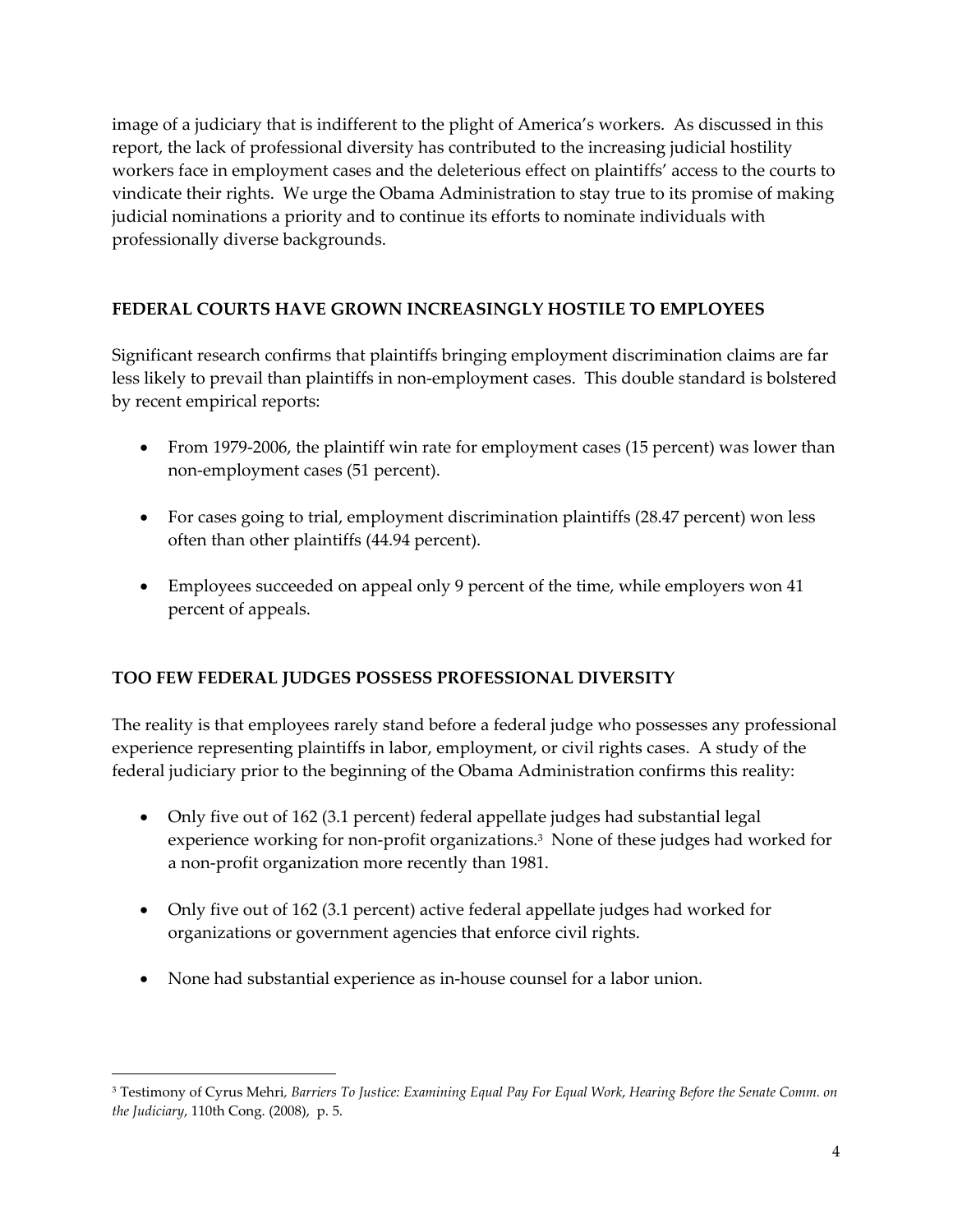image of a judiciary that is indifferent to the plight of America's workers. As discussed in this report, the lack of professional diversity has contributed to the increasing judicial hostility workers face in employment cases and the deleterious effect on plaintiffs' access to the courts to vindicate their rights. We urge the Obama Administration to stay true to its promise of making judicial nominations a priority and to continue its efforts to nominate individuals with professionally diverse backgrounds.

## FEDERAL COURTS HAVE GROWN INCREASINGLY HOSTILE TO EMPLOYEES

Significant research confirms that plaintiffs bringing employment discrimination claims are far less likely to prevail than plaintiffs in non-employment cases. This double standard is bolstered by recent empirical reports:

- From 1979-2006, the plaintiff win rate for employment cases (15 percent) was lower than non-employment cases (51 percent).
- For cases going to trial, employment discrimination plaintiffs (28.47 percent) won less often than other plaintiffs (44.94 percent).
- Employees succeeded on appeal only 9 percent of the time, while employers won 41 percent of appeals.

## TOO FEW FEDERAL JUDGES POSSESS PROFESSIONAL DIVERSITY

The reality is that employees rarely stand before a federal judge who possesses any professional experience representing plaintiffs in labor, employment, or civil rights cases. A study of the federal judiciary prior to the beginning of the Obama Administration confirms this reality:

- Only five out of 162 (3.1 percent) federal appellate judges had substantial legal experience working for non-profit organizations.[3] None of these judges had worked for a non-profit organization more recently than 1981.
- Only five out of 162 (3.1 percent) active federal appellate judges had worked for organizations or government agencies that enforce civil rights.
- None had substantial experience as in-house counsel for a labor union.

[3] Testimony of Cyrus Mehri, *Barriers To Justice: Examining Equal Pay For Equal Work*, *Hearing Before the Senate Comm. on the Judiciary*, 110th Cong. (2008), p. 5.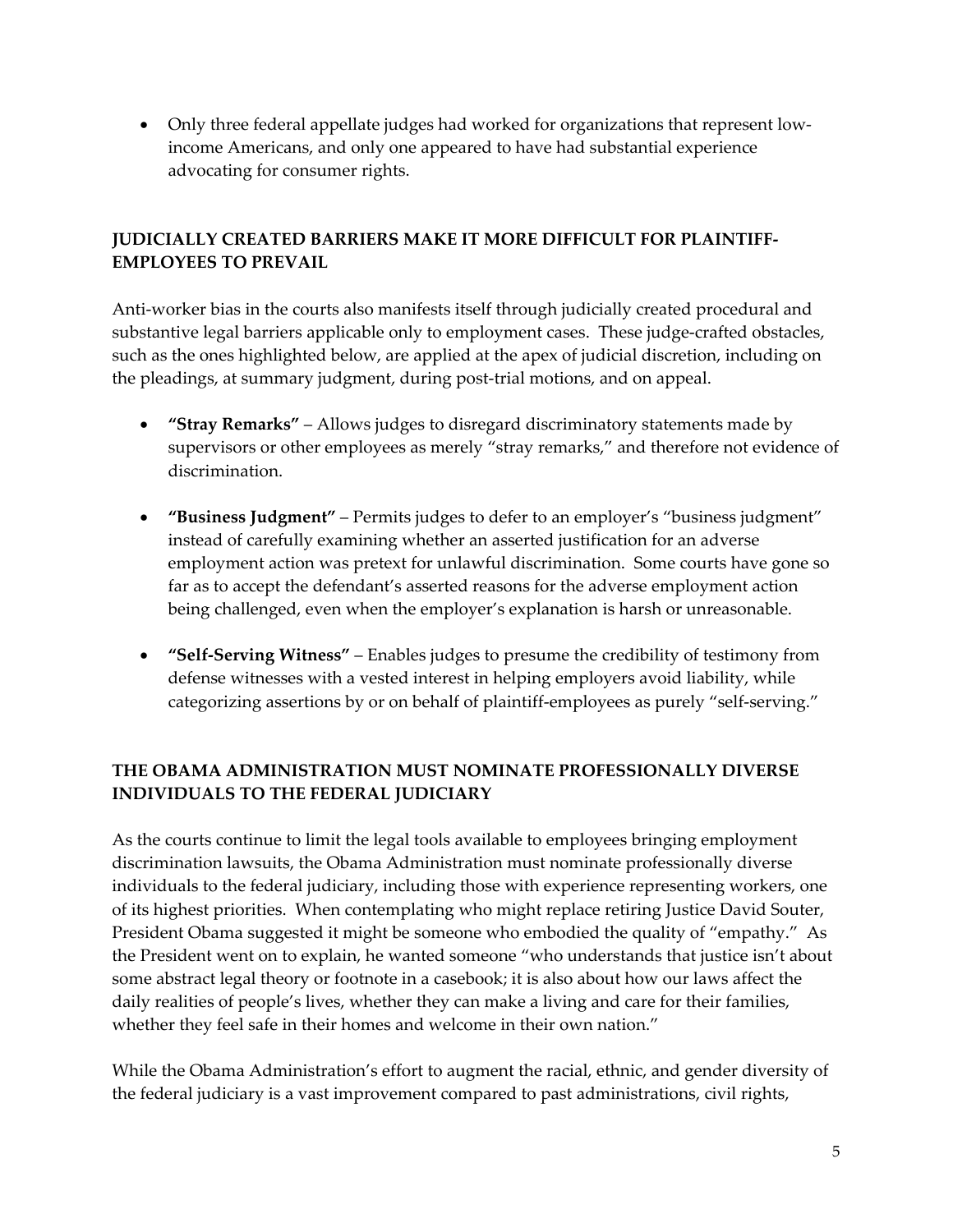- Only three federal appellate judges had worked for organizations that represent low-income Americans, and only one appeared to have had substantial experience advocating for consumer rights.

## JUDICIALLY CREATED BARRIERS MAKE IT MORE DIFFICULT FOR PLAINTIFF-EMPLOYEES TO PREVAIL

Anti-worker bias in the courts also manifests itself through judicially created procedural and substantive legal barriers applicable only to employment cases. These judge-crafted obstacles, such as the ones highlighted below, are applied at the apex of judicial discretion, including on the pleadings, at summary judgment, during post-trial motions, and on appeal.

- **"Stray Remarks"** – Allows judges to disregard discriminatory statements made by supervisors or other employees as merely "stray remarks," and therefore not evidence of discrimination.
- **"Business Judgment"** – Permits judges to defer to an employer's "business judgment" instead of carefully examining whether an asserted justification for an adverse employment action was pretext for unlawful discrimination. Some courts have gone so far as to accept the defendant's asserted reasons for the adverse employment action being challenged, even when the employer's explanation is harsh or unreasonable.
- **"Self-Serving Witness"** – Enables judges to presume the credibility of testimony from defense witnesses with a vested interest in helping employers avoid liability, while categorizing assertions by or on behalf of plaintiff-employees as purely "self-serving."

## THE OBAMA ADMINISTRATION MUST NOMINATE PROFESSIONALLY DIVERSE INDIVIDUALS TO THE FEDERAL JUDICIARY

As the courts continue to limit the legal tools available to employees bringing employment discrimination lawsuits, the Obama Administration must nominate professionally diverse individuals to the federal judiciary, including those with experience representing workers, one of its highest priorities. When contemplating who might replace retiring Justice David Souter, President Obama suggested it might be someone who embodied the quality of "empathy." As the President went on to explain, he wanted someone "who understands that justice isn't about some abstract legal theory or footnote in a casebook; it is also about how our laws affect the daily realities of people's lives, whether they can make a living and care for their families, whether they feel safe in their homes and welcome in their own nation."

While the Obama Administration's effort to augment the racial, ethnic, and gender diversity of the federal judiciary is a vast improvement compared to past administrations, civil rights,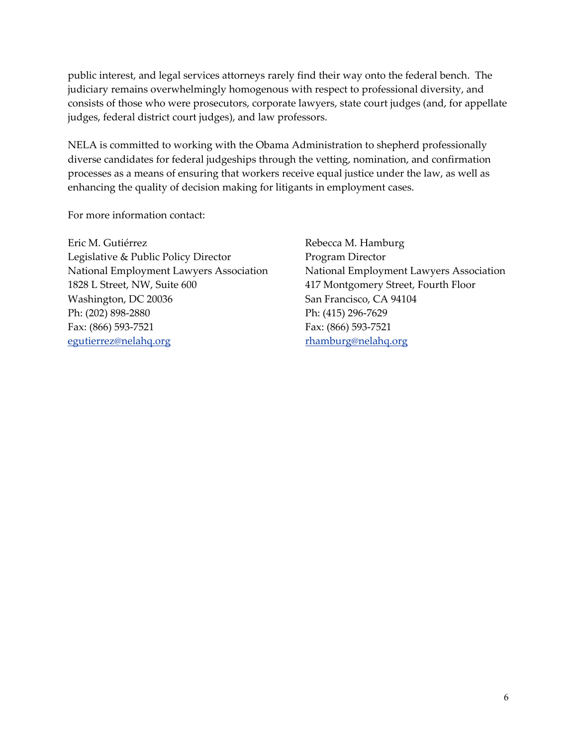public interest, and legal services attorneys rarely find their way onto the federal bench. The judiciary remains overwhelmingly homogenous with respect to professional diversity, and consists of those who were prosecutors, corporate lawyers, state court judges (and, for appellate judges, federal district court judges), and law professors.

NELA is committed to working with the Obama Administration to shepherd professionally diverse candidates for federal judgeships through the vetting, nomination, and confirmation processes as a means of ensuring that workers receive equal justice under the law, as well as enhancing the quality of decision making for litigants in employment cases.

For more information contact:

Eric M. Gutiérrez
Legislative & Public Policy Director
National Employment Lawyers Association
1828 L Street, NW, Suite 600
Washington, DC 20036
Ph: (202) 898-2880
Fax: (866) 593-7521
egutierrez@nelahq.org

Rebecca M. Hamburg
Program Director
National Employment Lawyers Association
417 Montgomery Street, Fourth Floor
San Francisco, CA 94104
Ph: (415) 296-7629
Fax: (866) 593-7521
rhamburg@nelahq.org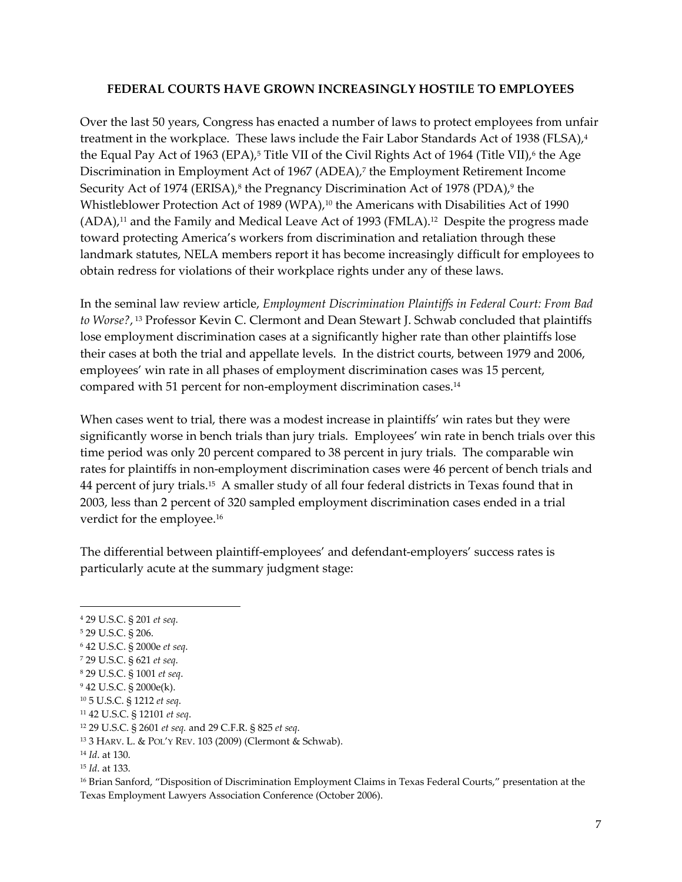**FEDERAL COURTS HAVE GROWN INCREASINGLY HOSTILE TO EMPLOYEES**

Over the last 50 years, Congress has enacted a number of laws to protect employees from unfair treatment in the workplace. These laws include the Fair Labor Standards Act of 1938 (FLSA),[4] the Equal Pay Act of 1963 (EPA),[5] Title VII of the Civil Rights Act of 1964 (Title VII),[6] the Age Discrimination in Employment Act of 1967 (ADEA),[7] the Employment Retirement Income Security Act of 1974 (ERISA),[8] the Pregnancy Discrimination Act of 1978 (PDA),[9] the Whistleblower Protection Act of 1989 (WPA),[10] the Americans with Disabilities Act of 1990 (ADA),[11] and the Family and Medical Leave Act of 1993 (FMLA).[12] Despite the progress made toward protecting America's workers from discrimination and retaliation through these landmark statutes, NELA members report it has become increasingly difficult for employees to obtain redress for violations of their workplace rights under any of these laws.

In the seminal law review article, *Employment Discrimination Plaintiffs in Federal Court: From Bad to Worse?*,[13] Professor Kevin C. Clermont and Dean Stewart J. Schwab concluded that plaintiffs lose employment discrimination cases at a significantly higher rate than other plaintiffs lose their cases at both the trial and appellate levels. In the district courts, between 1979 and 2006, employees' win rate in all phases of employment discrimination cases was 15 percent, compared with 51 percent for non-employment discrimination cases.[14]

When cases went to trial, there was a modest increase in plaintiffs' win rates but they were significantly worse in bench trials than jury trials. Employees' win rate in bench trials over this time period was only 20 percent compared to 38 percent in jury trials. The comparable win rates for plaintiffs in non-employment discrimination cases were 46 percent of bench trials and 44 percent of jury trials.[15] A smaller study of all four federal districts in Texas found that in 2003, less than 2 percent of 320 sampled employment discrimination cases ended in a trial verdict for the employee.[16]

The differential between plaintiff-employees' and defendant-employers' success rates is particularly acute at the summary judgment stage:

---

[4] 29 U.S.C. § 201 *et seq*.

[5] 29 U.S.C. § 206.

[6] 42 U.S.C. § 2000e *et seq*.

[7] 29 U.S.C. § 621 *et seq*.

[8] 29 U.S.C. § 1001 *et seq*.

[9] 42 U.S.C. § 2000e(k).

[10] 5 U.S.C. § 1212 *et seq*.

[11] 42 U.S.C. § 12101 *et seq*.

[12] 29 U.S.C. § 2601 *et seq.* and 29 C.F.R. § 825 *et seq*.

[13] 3 HARV. L. & POL'Y REV. 103 (2009) (Clermont & Schwab).

[14] *Id*. at 130.

[15] *Id*. at 133.

[16] Brian Sanford, "Disposition of Discrimination Employment Claims in Texas Federal Courts," presentation at the Texas Employment Lawyers Association Conference (October 2006).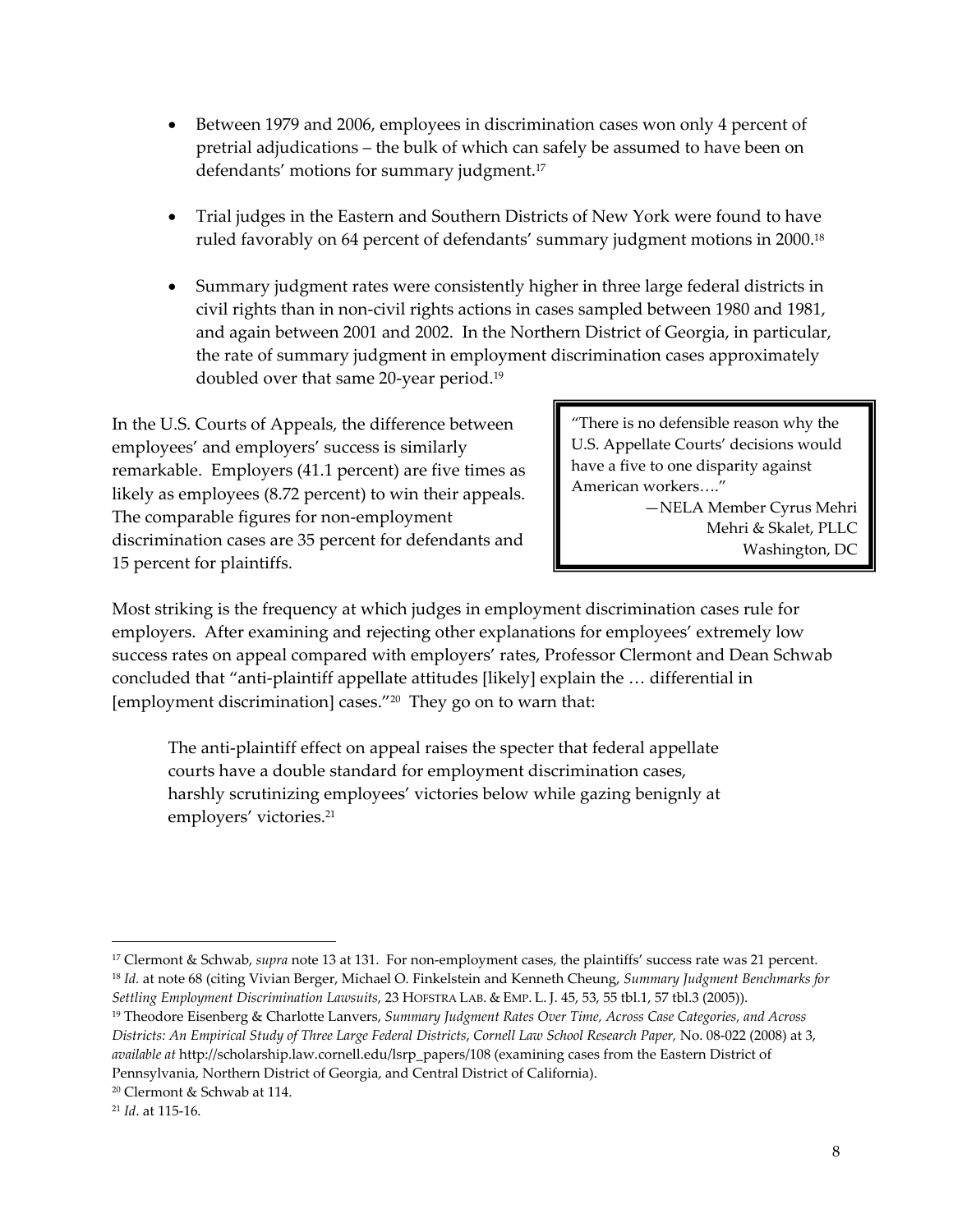- Between 1979 and 2006, employees in discrimination cases won only 4 percent of pretrial adjudications – the bulk of which can safely be assumed to have been on defendants' motions for summary judgment.[17]

- Trial judges in the Eastern and Southern Districts of New York were found to have ruled favorably on 64 percent of defendants' summary judgment motions in 2000.[18]

- Summary judgment rates were consistently higher in three large federal districts in civil rights than in non-civil rights actions in cases sampled between 1980 and 1981, and again between 2001 and 2002. In the Northern District of Georgia, in particular, the rate of summary judgment in employment discrimination cases approximately doubled over that same 20-year period.[19]

In the U.S. Courts of Appeals, the difference between employees' and employers' success is similarly remarkable. Employers (41.1 percent) are five times as likely as employees (8.72 percent) to win their appeals. The comparable figures for non-employment discrimination cases are 35 percent for defendants and 15 percent for plaintiffs.

> "There is no defensible reason why the U.S. Appellate Courts' decisions would have a five to one disparity against American workers…."
>
> —NELA Member Cyrus Mehri
> Mehri & Skalet, PLLC
> Washington, DC

Most striking is the frequency at which judges in employment discrimination cases rule for employers. After examining and rejecting other explanations for employees' extremely low success rates on appeal compared with employers' rates, Professor Clermont and Dean Schwab concluded that "anti-plaintiff appellate attitudes [likely] explain the … differential in [employment discrimination] cases."[20] They go on to warn that:

> The anti-plaintiff effect on appeal raises the specter that federal appellate courts have a double standard for employment discrimination cases, harshly scrutinizing employees' victories below while gazing benignly at employers' victories.[21]

---

[17] Clermont & Schwab, *supra* note 13 at 131. For non-employment cases, the plaintiffs' success rate was 21 percent.

[18] *Id.* at note 68 (citing Vivian Berger, Michael O. Finkelstein and Kenneth Cheung, *Summary Judgment Benchmarks for Settling Employment Discrimination Lawsuits*, 23 HOFSTRA LAB. & EMP. L. J. 45, 53, 55 tbl.1, 57 tbl.3 (2005)).

[19] Theodore Eisenberg & Charlotte Lanvers, *Summary Judgment Rates Over Time, Across Case Categories, and Across Districts: An Empirical Study of Three Large Federal Districts*, *Cornell Law School Research Paper,* No. 08-022 (2008) at 3, *available at* http://scholarship.law.cornell.edu/lsrp_papers/108 (examining cases from the Eastern District of Pennsylvania, Northern District of Georgia, and Central District of California).

[20] Clermont & Schwab at 114.

[21] *Id.* at 115-16.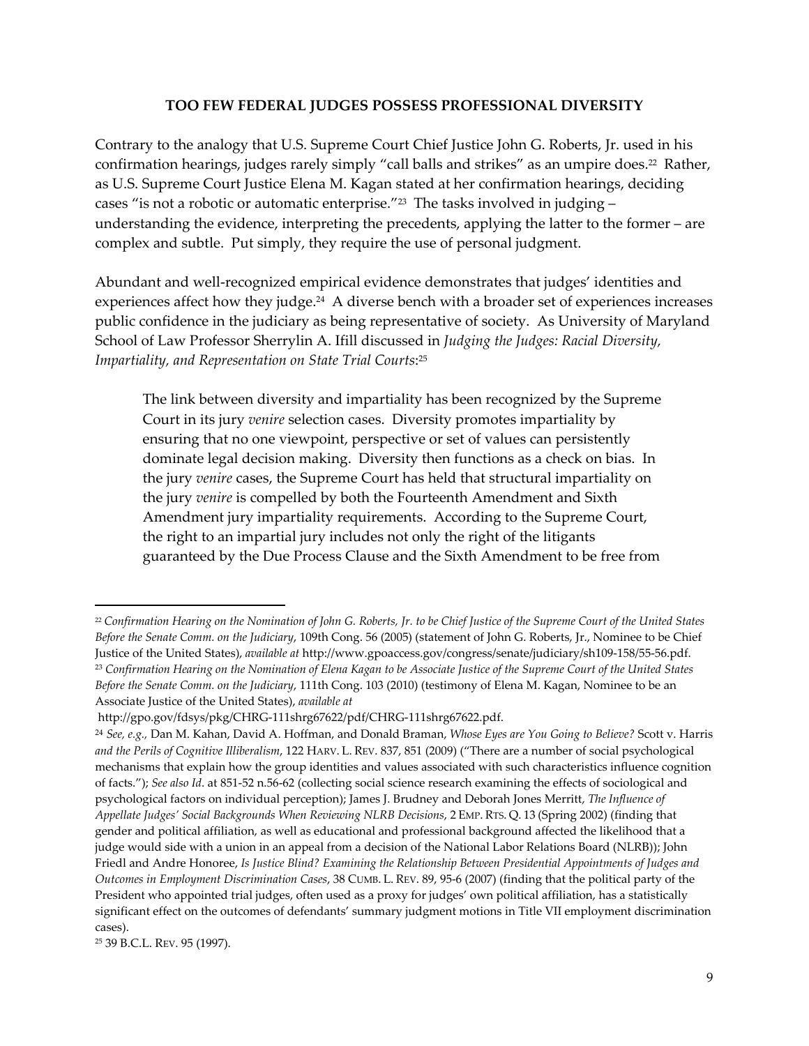**TOO FEW FEDERAL JUDGES POSSESS PROFESSIONAL DIVERSITY**

Contrary to the analogy that U.S. Supreme Court Chief Justice John G. Roberts, Jr. used in his confirmation hearings, judges rarely simply "call balls and strikes" as an umpire does.[22] Rather, as U.S. Supreme Court Justice Elena M. Kagan stated at her confirmation hearings, deciding cases "is not a robotic or automatic enterprise."[23] The tasks involved in judging – understanding the evidence, interpreting the precedents, applying the latter to the former – are complex and subtle. Put simply, they require the use of personal judgment.

Abundant and well-recognized empirical evidence demonstrates that judges' identities and experiences affect how they judge.[24] A diverse bench with a broader set of experiences increases public confidence in the judiciary as being representative of society. As University of Maryland School of Law Professor Sherrylin A. Ifill discussed in *Judging the Judges: Racial Diversity, Impartiality, and Representation on State Trial Courts*:[25]

> The link between diversity and impartiality has been recognized by the Supreme Court in its jury *venire* selection cases. Diversity promotes impartiality by ensuring that no one viewpoint, perspective or set of values can persistently dominate legal decision making. Diversity then functions as a check on bias. In the jury *venire* cases, the Supreme Court has held that structural impartiality on the jury *venire* is compelled by both the Fourteenth Amendment and Sixth Amendment jury impartiality requirements. According to the Supreme Court, the right to an impartial jury includes not only the right of the litigants guaranteed by the Due Process Clause and the Sixth Amendment to be free from

---

[22] *Confirmation Hearing on the Nomination of John G. Roberts, Jr. to be Chief Justice of the Supreme Court of the United States Before the Senate Comm. on the Judiciary*, 109th Cong. 56 (2005) (statement of John G. Roberts, Jr., Nominee to be Chief Justice of the United States), *available at* http://www.gpoaccess.gov/congress/senate/judiciary/sh109-158/55-56.pdf.

[23] *Confirmation Hearing on the Nomination of Elena Kagan to be Associate Justice of the Supreme Court of the United States Before the Senate Comm. on the Judiciary*, 111th Cong. 103 (2010) (testimony of Elena M. Kagan, Nominee to be an Associate Justice of the United States), *available at* http://gpo.gov/fdsys/pkg/CHRG-111shrg67622/pdf/CHRG-111shrg67622.pdf.

[24] *See, e.g.*, Dan M. Kahan, David A. Hoffman, and Donald Braman, *Whose Eyes are You Going to Believe?* Scott v. Harris *and the Perils of Cognitive Illiberalism*, 122 HARV. L. REV. 837, 851 (2009) ("There are a number of social psychological mechanisms that explain how the group identities and values associated with such characteristics influence cognition of facts."); *See also Id*. at 851-52 n.56-62 (collecting social science research examining the effects of sociological and psychological factors on individual perception); James J. Brudney and Deborah Jones Merritt, *The Influence of Appellate Judges' Social Backgrounds When Reviewing NLRB Decisions*, 2 EMP. RTS. Q. 13 (Spring 2002) (finding that gender and political affiliation, as well as educational and professional background affected the likelihood that a judge would side with a union in an appeal from a decision of the National Labor Relations Board (NLRB)); John Friedl and Andre Honoree, *Is Justice Blind? Examining the Relationship Between Presidential Appointments of Judges and Outcomes in Employment Discrimination Cases*, 38 CUMB. L. REV. 89, 95-6 (2007) (finding that the political party of the President who appointed trial judges, often used as a proxy for judges' own political affiliation, has a statistically significant effect on the outcomes of defendants' summary judgment motions in Title VII employment discrimination cases).

[25] 39 B.C.L. REV. 95 (1997).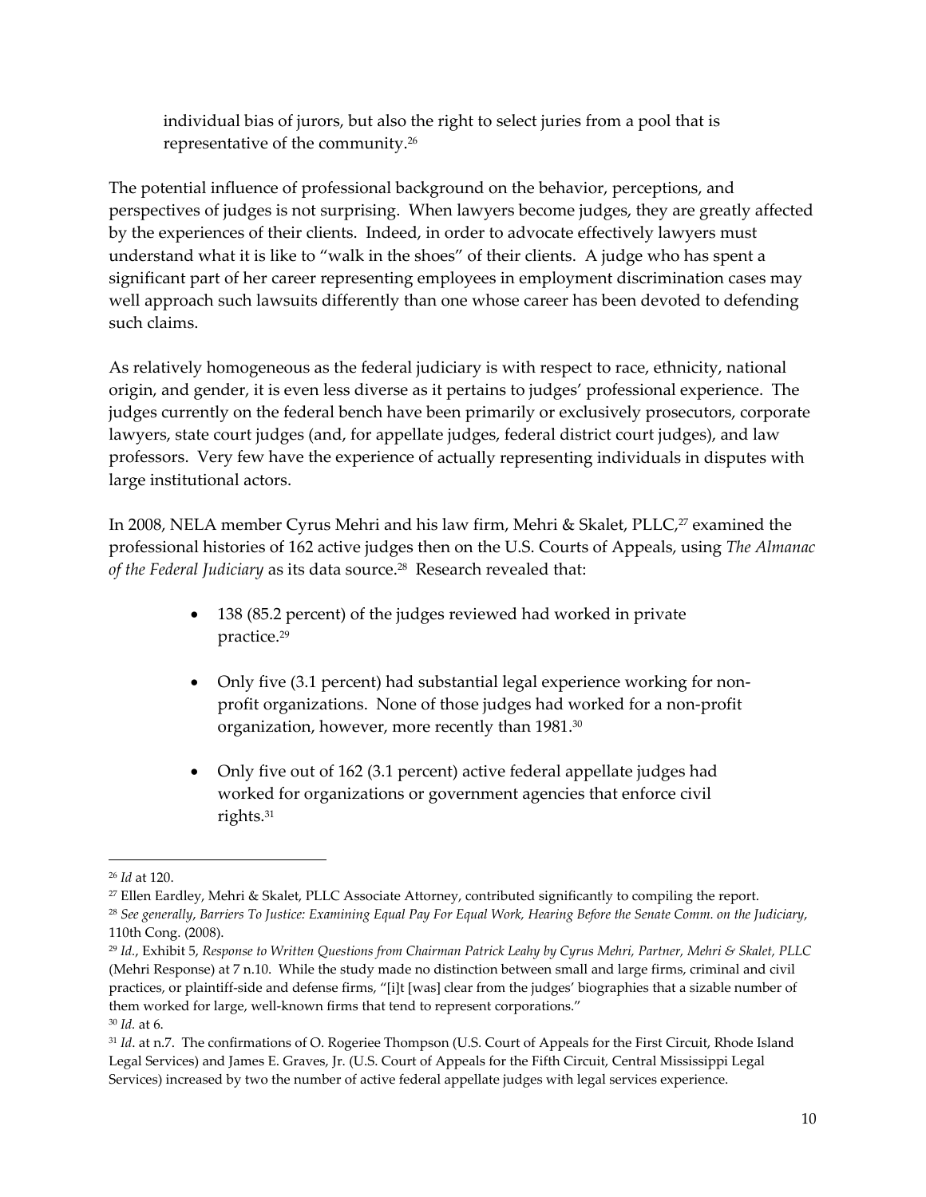individual bias of jurors, but also the right to select juries from a pool that is representative of the community.[26]

The potential influence of professional background on the behavior, perceptions, and perspectives of judges is not surprising. When lawyers become judges, they are greatly affected by the experiences of their clients. Indeed, in order to advocate effectively lawyers must understand what it is like to "walk in the shoes" of their clients. A judge who has spent a significant part of her career representing employees in employment discrimination cases may well approach such lawsuits differently than one whose career has been devoted to defending such claims.

As relatively homogeneous as the federal judiciary is with respect to race, ethnicity, national origin, and gender, it is even less diverse as it pertains to judges' professional experience. The judges currently on the federal bench have been primarily or exclusively prosecutors, corporate lawyers, state court judges (and, for appellate judges, federal district court judges), and law professors. Very few have the experience of actually representing individuals in disputes with large institutional actors.

In 2008, NELA member Cyrus Mehri and his law firm, Mehri & Skalet, PLLC,[27] examined the professional histories of 162 active judges then on the U.S. Courts of Appeals, using *The Almanac of the Federal Judiciary* as its data source.[28] Research revealed that:

- 138 (85.2 percent) of the judges reviewed had worked in private practice.[29]
- Only five (3.1 percent) had substantial legal experience working for non-profit organizations. None of those judges had worked for a non-profit organization, however, more recently than 1981.[30]
- Only five out of 162 (3.1 percent) active federal appellate judges had worked for organizations or government agencies that enforce civil rights.[31]

---

[26] *Id* at 120.

[27] Ellen Eardley, Mehri & Skalet, PLLC Associate Attorney, contributed significantly to compiling the report.

[28] *See generally*, *Barriers To Justice: Examining Equal Pay For Equal Work, Hearing Before the Senate Comm. on the Judiciary*, 110th Cong. (2008).

[29] *Id*., Exhibit 5, *Response to Written Questions from Chairman Patrick Leahy by Cyrus Mehri, Partner, Mehri & Skalet, PLLC* (Mehri Response) at 7 n.10. While the study made no distinction between small and large firms, criminal and civil practices, or plaintiff-side and defense firms, "[i]t [was] clear from the judges' biographies that a sizable number of them worked for large, well-known firms that tend to represent corporations."

[30] *Id.* at 6.

[31] *Id*. at n.7. The confirmations of O. Rogeriee Thompson (U.S. Court of Appeals for the First Circuit, Rhode Island Legal Services) and James E. Graves, Jr. (U.S. Court of Appeals for the Fifth Circuit, Central Mississippi Legal Services) increased by two the number of active federal appellate judges with legal services experience.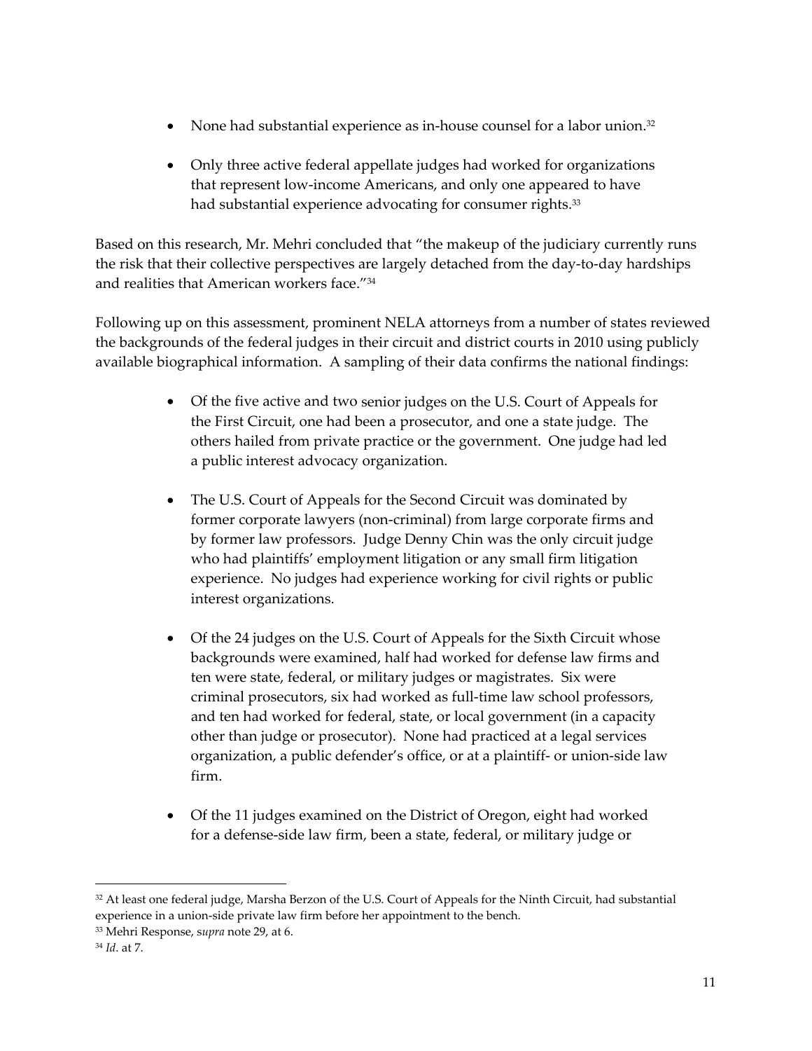- None had substantial experience as in-house counsel for a labor union.[32]

- Only three active federal appellate judges had worked for organizations that represent low-income Americans, and only one appeared to have had substantial experience advocating for consumer rights.[33]

Based on this research, Mr. Mehri concluded that "the makeup of the judiciary currently runs the risk that their collective perspectives are largely detached from the day-to-day hardships and realities that American workers face."[34]

Following up on this assessment, prominent NELA attorneys from a number of states reviewed the backgrounds of the federal judges in their circuit and district courts in 2010 using publicly available biographical information. A sampling of their data confirms the national findings:

- Of the five active and two senior judges on the U.S. Court of Appeals for the First Circuit, one had been a prosecutor, and one a state judge. The others hailed from private practice or the government. One judge had led a public interest advocacy organization.

- The U.S. Court of Appeals for the Second Circuit was dominated by former corporate lawyers (non-criminal) from large corporate firms and by former law professors. Judge Denny Chin was the only circuit judge who had plaintiffs' employment litigation or any small firm litigation experience. No judges had experience working for civil rights or public interest organizations.

- Of the 24 judges on the U.S. Court of Appeals for the Sixth Circuit whose backgrounds were examined, half had worked for defense law firms and ten were state, federal, or military judges or magistrates. Six were criminal prosecutors, six had worked as full-time law school professors, and ten had worked for federal, state, or local government (in a capacity other than judge or prosecutor). None had practiced at a legal services organization, a public defender's office, or at a plaintiff- or union-side law firm.

- Of the 11 judges examined on the District of Oregon, eight had worked for a defense-side law firm, been a state, federal, or military judge or

---

[32] At least one federal judge, Marsha Berzon of the U.S. Court of Appeals for the Ninth Circuit, had substantial experience in a union-side private law firm before her appointment to the bench.

[33] Mehri Response, s*upra* note 29, at 6.

[34] *Id.* at 7.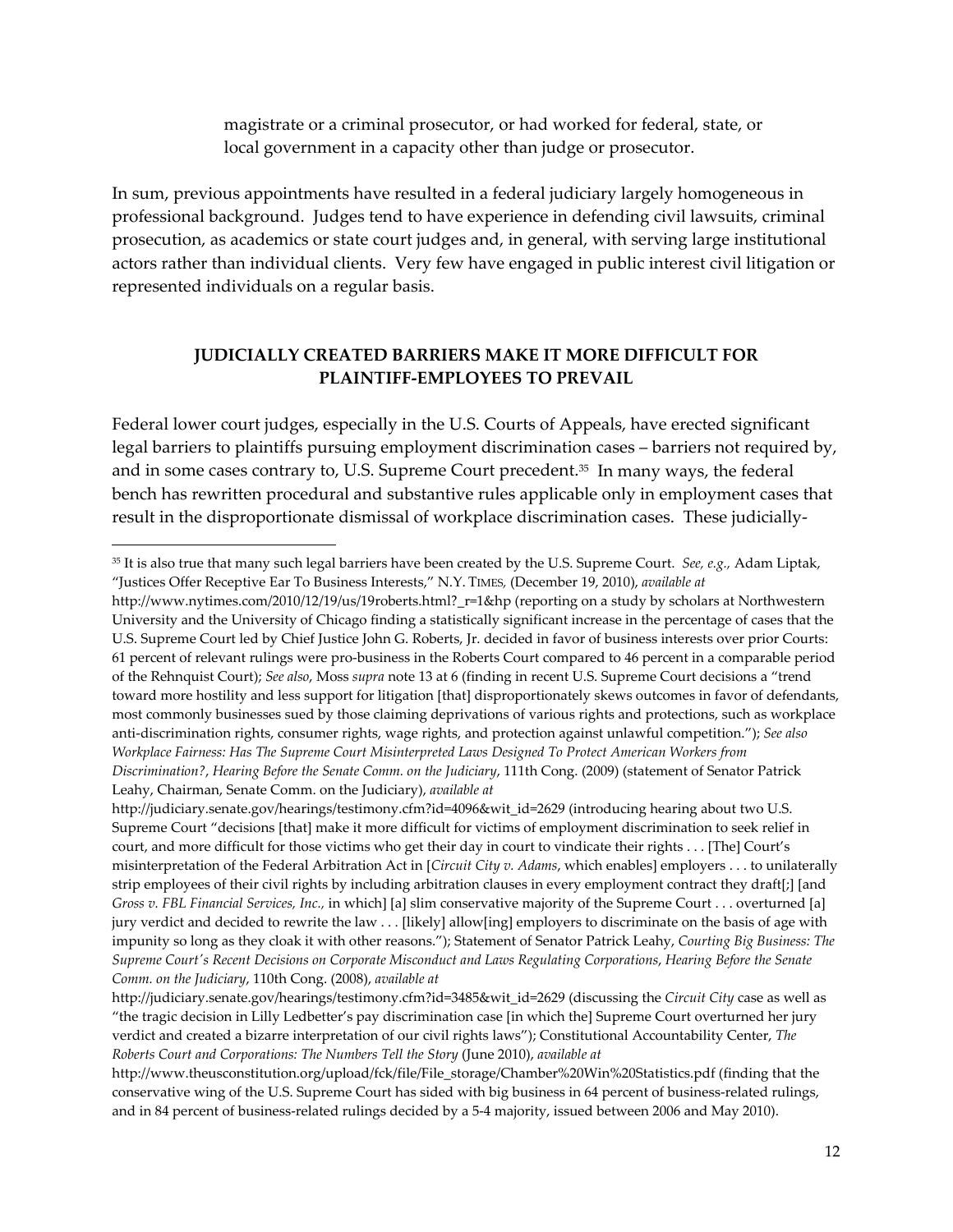magistrate or a criminal prosecutor, or had worked for federal, state, or local government in a capacity other than judge or prosecutor.

In sum, previous appointments have resulted in a federal judiciary largely homogeneous in professional background. Judges tend to have experience in defending civil lawsuits, criminal prosecution, as academics or state court judges and, in general, with serving large institutional actors rather than individual clients. Very few have engaged in public interest civil litigation or represented individuals on a regular basis.

## JUDICIALLY CREATED BARRIERS MAKE IT MORE DIFFICULT FOR PLAINTIFF-EMPLOYEES TO PREVAIL

Federal lower court judges, especially in the U.S. Courts of Appeals, have erected significant legal barriers to plaintiffs pursuing employment discrimination cases – barriers not required by, and in some cases contrary to, U.S. Supreme Court precedent.[35] In many ways, the federal bench has rewritten procedural and substantive rules applicable only in employment cases that result in the disproportionate dismissal of workplace discrimination cases. These judicially-

---

[35] It is also true that many such legal barriers have been created by the U.S. Supreme Court. *See, e.g.,* Adam Liptak, "Justices Offer Receptive Ear To Business Interests," N.Y. TIMES, (December 19, 2010), *available at* http://www.nytimes.com/2010/12/19/us/19roberts.html?_r=1&hp (reporting on a study by scholars at Northwestern University and the University of Chicago finding a statistically significant increase in the percentage of cases that the U.S. Supreme Court led by Chief Justice John G. Roberts, Jr. decided in favor of business interests over prior Courts: 61 percent of relevant rulings were pro-business in the Roberts Court compared to 46 percent in a comparable period of the Rehnquist Court); *See also,* Moss *supra* note 13 at 6 (finding in recent U.S. Supreme Court decisions a "trend toward more hostility and less support for litigation [that] disproportionately skews outcomes in favor of defendants, most commonly businesses sued by those claiming deprivations of various rights and protections, such as workplace anti-discrimination rights, consumer rights, wage rights, and protection against unlawful competition."); *See also Workplace Fairness: Has The Supreme Court Misinterpreted Laws Designed To Protect American Workers from Discrimination?*, *Hearing Before the Senate Comm. on the Judiciary*, 111th Cong. (2009) (statement of Senator Patrick Leahy, Chairman, Senate Comm. on the Judiciary), *available at* http://judiciary.senate.gov/hearings/testimony.cfm?id=4096&wit_id=2629 (introducing hearing about two U.S. Supreme Court "decisions [that] make it more difficult for victims of employment discrimination to seek relief in court, and more difficult for those victims who get their day in court to vindicate their rights . . . [The] Court's misinterpretation of the Federal Arbitration Act in [*Circuit City v. Adams*, which enables] employers . . . to unilaterally strip employees of their civil rights by including arbitration clauses in every employment contract they draft[;] [and *Gross v. FBL Financial Services, Inc.*, in which] [a] slim conservative majority of the Supreme Court . . . overturned [a] jury verdict and decided to rewrite the law . . . [likely] allow[ing] employers to discriminate on the basis of age with impunity so long as they cloak it with other reasons."); Statement of Senator Patrick Leahy, *Courting Big Business: The Supreme Court's Recent Decisions on Corporate Misconduct and Laws Regulating Corporations*, *Hearing Before the Senate Comm. on the Judiciary*, 110th Cong. (2008), *available at* http://judiciary.senate.gov/hearings/testimony.cfm?id=3485&wit_id=2629 (discussing the *Circuit City* case as well as "the tragic decision in Lilly Ledbetter's pay discrimination case [in which the] Supreme Court overturned her jury verdict and created a bizarre interpretation of our civil rights laws"); Constitutional Accountability Center, *The Roberts Court and Corporations: The Numbers Tell the Story* (June 2010), *available at* http://www.theusconstitution.org/upload/fck/file/File_storage/Chamber%20Win%20Statistics.pdf (finding that the conservative wing of the U.S. Supreme Court has sided with big business in 64 percent of business-related rulings, and in 84 percent of business-related rulings decided by a 5-4 majority, issued between 2006 and May 2010).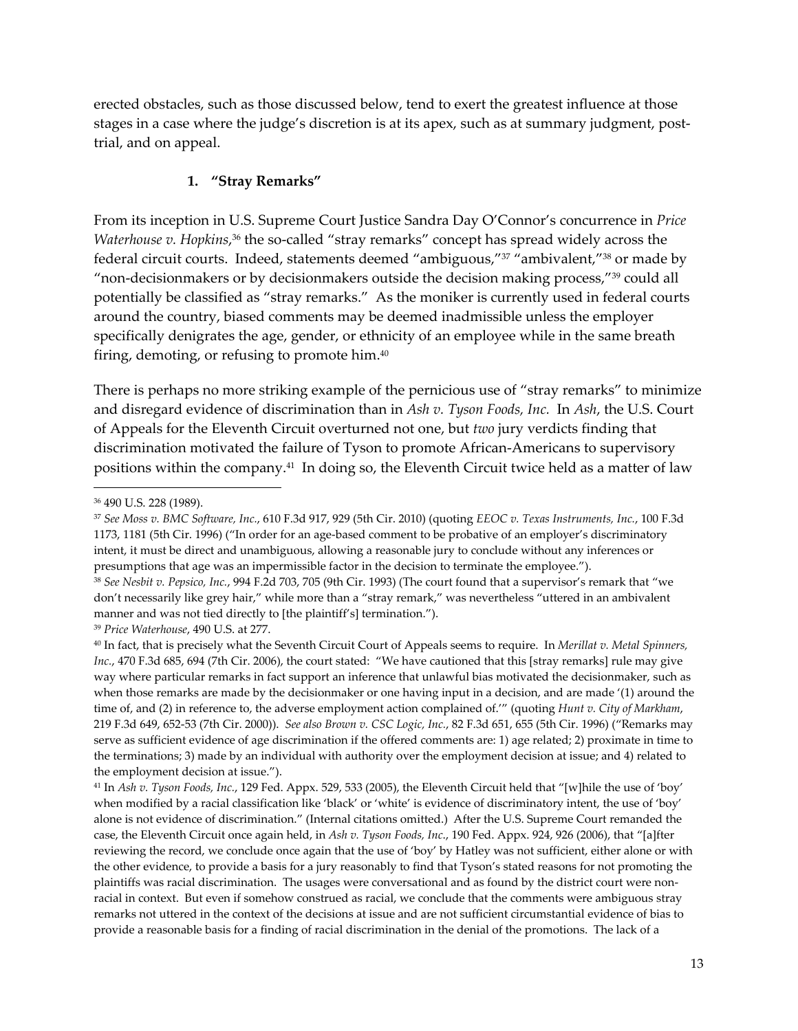erected obstacles, such as those discussed below, tend to exert the greatest influence at those stages in a case where the judge's discretion is at its apex, such as at summary judgment, post-trial, and on appeal.

### 1. "Stray Remarks"

From its inception in U.S. Supreme Court Justice Sandra Day O'Connor's concurrence in *Price Waterhouse v. Hopkins*,[36] the so-called "stray remarks" concept has spread widely across the federal circuit courts. Indeed, statements deemed "ambiguous,"[37] "ambivalent,"[38] or made by "non-decisionmakers or by decisionmakers outside the decision making process,"[39] could all potentially be classified as "stray remarks." As the moniker is currently used in federal courts around the country, biased comments may be deemed inadmissible unless the employer specifically denigrates the age, gender, or ethnicity of an employee while in the same breath firing, demoting, or refusing to promote him.[40]

There is perhaps no more striking example of the pernicious use of "stray remarks" to minimize and disregard evidence of discrimination than in *Ash v. Tyson Foods, Inc.* In *Ash*, the U.S. Court of Appeals for the Eleventh Circuit overturned not one, but *two* jury verdicts finding that discrimination motivated the failure of Tyson to promote African-Americans to supervisory positions within the company.[41] In doing so, the Eleventh Circuit twice held as a matter of law

---

[36] 490 U.S. 228 (1989).

[37] *See Moss v. BMC Software, Inc.*, 610 F.3d 917, 929 (5th Cir. 2010) (quoting *EEOC v. Texas Instruments, Inc.*, 100 F.3d 1173, 1181 (5th Cir. 1996) ("In order for an age-based comment to be probative of an employer's discriminatory intent, it must be direct and unambiguous, allowing a reasonable jury to conclude without any inferences or presumptions that age was an impermissible factor in the decision to terminate the employee.").

[38] *See Nesbit v. Pepsico, Inc.*, 994 F.2d 703, 705 (9th Cir. 1993) (The court found that a supervisor's remark that "we don't necessarily like grey hair," while more than a "stray remark," was nevertheless "uttered in an ambivalent manner and was not tied directly to [the plaintiff's] termination.").

[39] *Price Waterhouse*, 490 U.S. at 277.

[40] In fact, that is precisely what the Seventh Circuit Court of Appeals seems to require. In *Merillat v. Metal Spinners, Inc.*, 470 F.3d 685, 694 (7th Cir. 2006), the court stated: "We have cautioned that this [stray remarks] rule may give way where particular remarks in fact support an inference that unlawful bias motivated the decisionmaker, such as when those remarks are made by the decisionmaker or one having input in a decision, and are made '(1) around the time of, and (2) in reference to, the adverse employment action complained of.'" (quoting *Hunt v. City of Markham*, 219 F.3d 649, 652-53 (7th Cir. 2000)). *See also Brown v. CSC Logic, Inc.*, 82 F.3d 651, 655 (5th Cir. 1996) ("Remarks may serve as sufficient evidence of age discrimination if the offered comments are: 1) age related; 2) proximate in time to the terminations; 3) made by an individual with authority over the employment decision at issue; and 4) related to the employment decision at issue.").

[41] In *Ash v. Tyson Foods, Inc.*, 129 Fed. Appx. 529, 533 (2005), the Eleventh Circuit held that "[w]hile the use of 'boy' when modified by a racial classification like 'black' or 'white' is evidence of discriminatory intent, the use of 'boy' alone is not evidence of discrimination." (Internal citations omitted.) After the U.S. Supreme Court remanded the case, the Eleventh Circuit once again held, in *Ash v. Tyson Foods, Inc.*, 190 Fed. Appx. 924, 926 (2006), that "[a]fter reviewing the record, we conclude once again that the use of 'boy' by Hatley was not sufficient, either alone or with the other evidence, to provide a basis for a jury reasonably to find that Tyson's stated reasons for not promoting the plaintiffs was racial discrimination. The usages were conversational and as found by the district court were non-racial in context. But even if somehow construed as racial, we conclude that the comments were ambiguous stray remarks not uttered in the context of the decisions at issue and are not sufficient circumstantial evidence of bias to provide a reasonable basis for a finding of racial discrimination in the denial of the promotions. The lack of a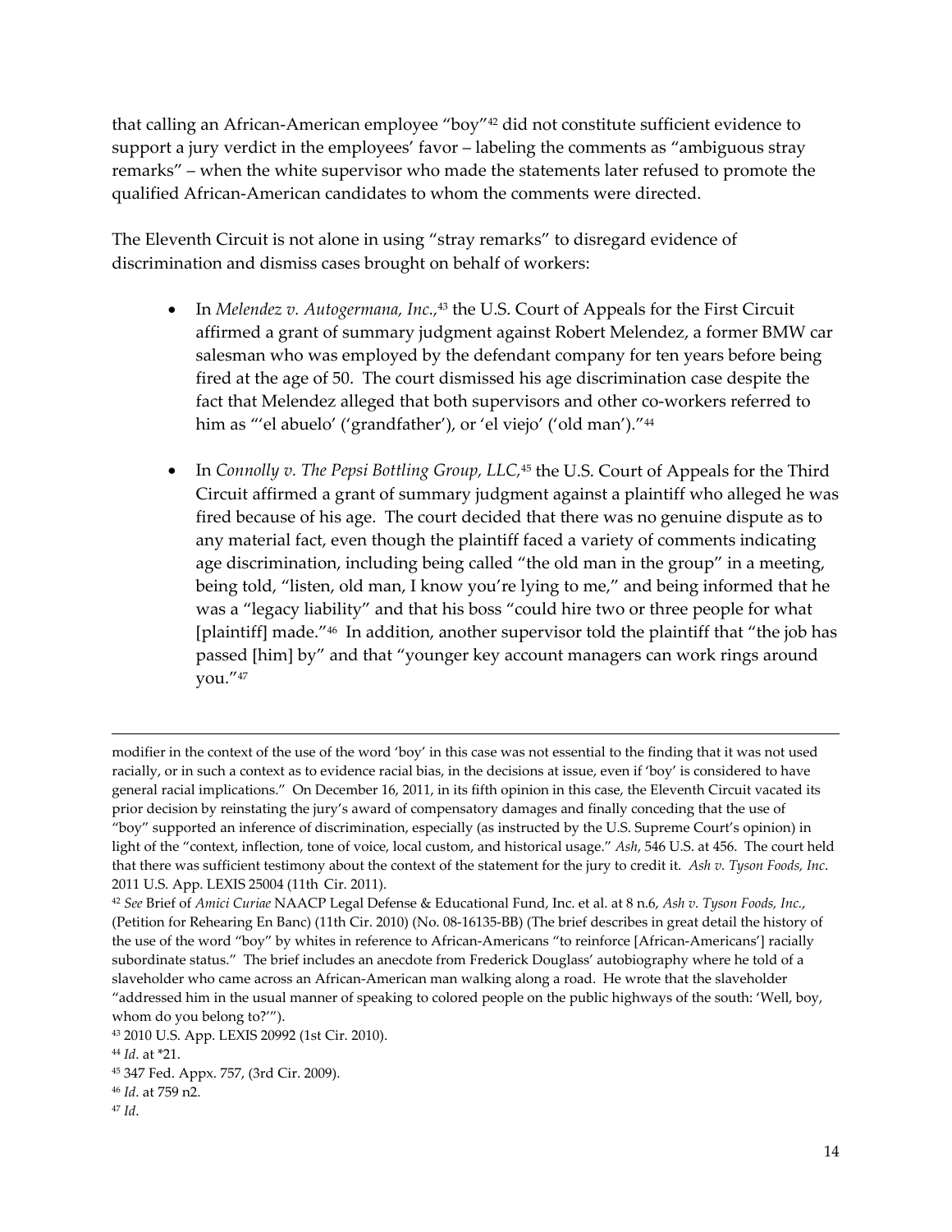that calling an African-American employee "boy"[42] did not constitute sufficient evidence to support a jury verdict in the employees' favor – labeling the comments as "ambiguous stray remarks" – when the white supervisor who made the statements later refused to promote the qualified African-American candidates to whom the comments were directed.

The Eleventh Circuit is not alone in using "stray remarks" to disregard evidence of discrimination and dismiss cases brought on behalf of workers:

- In *Melendez v. Autogermana, Inc.*,[43] the U.S. Court of Appeals for the First Circuit affirmed a grant of summary judgment against Robert Melendez, a former BMW car salesman who was employed by the defendant company for ten years before being fired at the age of 50. The court dismissed his age discrimination case despite the fact that Melendez alleged that both supervisors and other co-workers referred to him as "'el abuelo' ('grandfather'), or 'el viejo' ('old man')."[44]

- In *Connolly v. The Pepsi Bottling Group, LLC*,[45] the U.S. Court of Appeals for the Third Circuit affirmed a grant of summary judgment against a plaintiff who alleged he was fired because of his age. The court decided that there was no genuine dispute as to any material fact, even though the plaintiff faced a variety of comments indicating age discrimination, including being called "the old man in the group" in a meeting, being told, "listen, old man, I know you're lying to me," and being informed that he was a "legacy liability" and that his boss "could hire two or three people for what [plaintiff] made."[46] In addition, another supervisor told the plaintiff that "the job has passed [him] by" and that "younger key account managers can work rings around you."[47]

---

modifier in the context of the use of the word 'boy' in this case was not essential to the finding that it was not used racially, or in such a context as to evidence racial bias, in the decisions at issue, even if 'boy' is considered to have general racial implications." On December 16, 2011, in its fifth opinion in this case, the Eleventh Circuit vacated its prior decision by reinstating the jury's award of compensatory damages and finally conceding that the use of "boy" supported an inference of discrimination, especially (as instructed by the U.S. Supreme Court's opinion) in light of the "context, inflection, tone of voice, local custom, and historical usage." *Ash*, 546 U.S. at 456. The court held that there was sufficient testimony about the context of the statement for the jury to credit it. *Ash v. Tyson Foods, Inc.* 2011 U.S. App. LEXIS 25004 (11th Cir. 2011).

[42] *See* Brief of *Amici Curiae* NAACP Legal Defense & Educational Fund, Inc. et al. at 8 n.6, *Ash v. Tyson Foods, Inc.*, (Petition for Rehearing En Banc) (11th Cir. 2010) (No. 08-16135-BB) (The brief describes in great detail the history of the use of the word "boy" by whites in reference to African-Americans "to reinforce [African-Americans'] racially subordinate status." The brief includes an anecdote from Frederick Douglass' autobiography where he told of a slaveholder who came across an African-American man walking along a road. He wrote that the slaveholder "addressed him in the usual manner of speaking to colored people on the public highways of the south: 'Well, boy, whom do you belong to?'").

[43] 2010 U.S. App. LEXIS 20992 (1st Cir. 2010).

[44] *Id*. at *21.

[45] 347 Fed. Appx. 757, (3rd Cir. 2009).

[46] *Id*. at 759 n2.

[47] *Id*.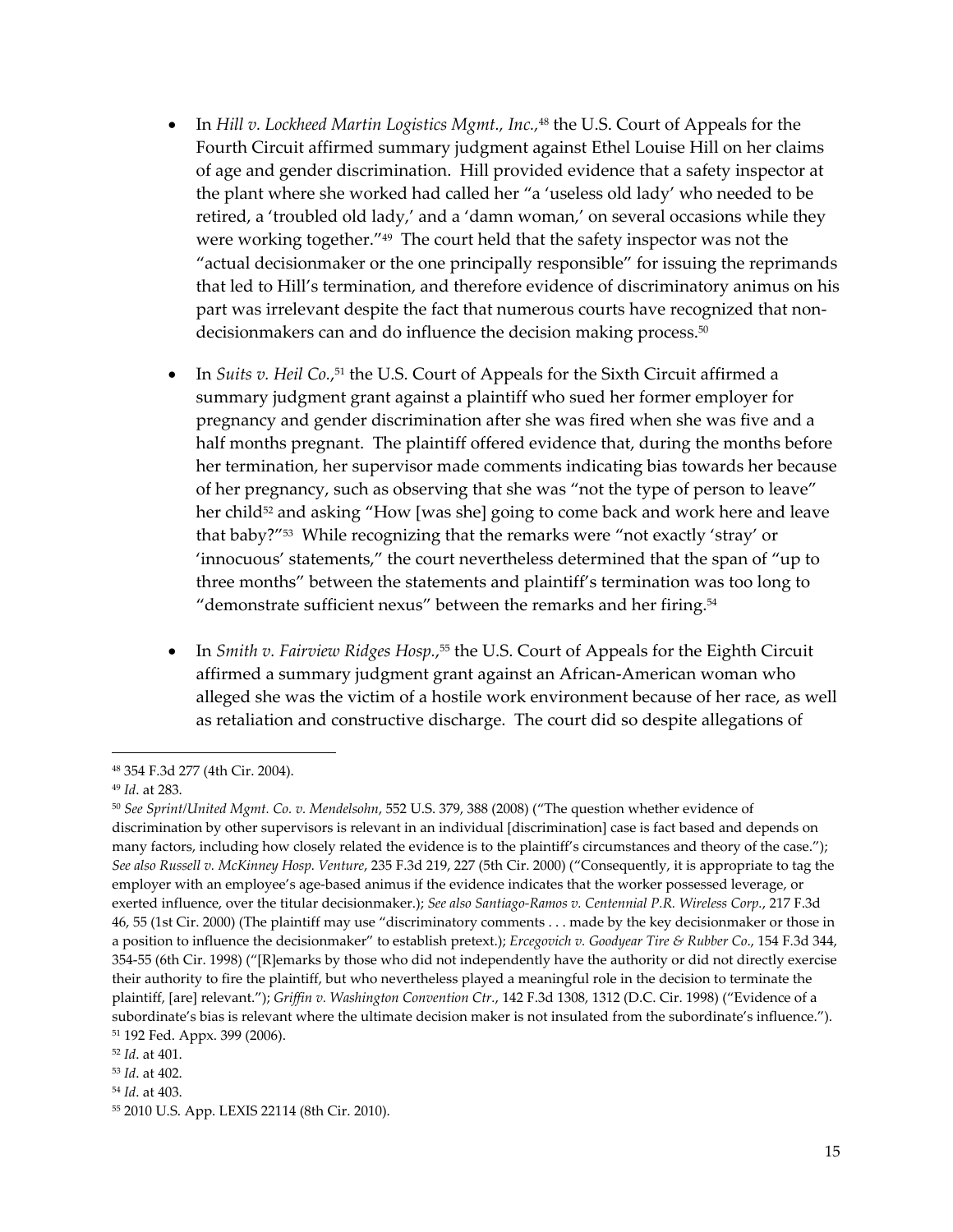- In *Hill v. Lockheed Martin Logistics Mgmt., Inc.*,[48] the U.S. Court of Appeals for the Fourth Circuit affirmed summary judgment against Ethel Louise Hill on her claims of age and gender discrimination. Hill provided evidence that a safety inspector at the plant where she worked had called her "a 'useless old lady' who needed to be retired, a 'troubled old lady,' and a 'damn woman,' on several occasions while they were working together."[49] The court held that the safety inspector was not the "actual decisionmaker or the one principally responsible" for issuing the reprimands that led to Hill's termination, and therefore evidence of discriminatory animus on his part was irrelevant despite the fact that numerous courts have recognized that non-decisionmakers can and do influence the decision making process.[50]

- In *Suits v. Heil Co.*,[51] the U.S. Court of Appeals for the Sixth Circuit affirmed a summary judgment grant against a plaintiff who sued her former employer for pregnancy and gender discrimination after she was fired when she was five and a half months pregnant. The plaintiff offered evidence that, during the months before her termination, her supervisor made comments indicating bias towards her because of her pregnancy, such as observing that she was "not the type of person to leave" her child[52] and asking "How [was she] going to come back and work here and leave that baby?"[53] While recognizing that the remarks were "not exactly 'stray' or 'innocuous' statements," the court nevertheless determined that the span of "up to three months" between the statements and plaintiff's termination was too long to "demonstrate sufficient nexus" between the remarks and her firing.[54]

- In *Smith v. Fairview Ridges Hosp.*,[55] the U.S. Court of Appeals for the Eighth Circuit affirmed a summary judgment grant against an African-American woman who alleged she was the victim of a hostile work environment because of her race, as well as retaliation and constructive discharge. The court did so despite allegations of

---

[48] 354 F.3d 277 (4th Cir. 2004).

[49] *Id*. at 283.

[50] *See Sprint/United Mgmt. Co. v. Mendelsohn*, 552 U.S. 379, 388 (2008) ("The question whether evidence of discrimination by other supervisors is relevant in an individual [discrimination] case is fact based and depends on many factors, including how closely related the evidence is to the plaintiff's circumstances and theory of the case."); *See also Russell v. McKinney Hosp. Venture*, 235 F.3d 219, 227 (5th Cir. 2000) ("Consequently, it is appropriate to tag the employer with an employee's age-based animus if the evidence indicates that the worker possessed leverage, or exerted influence, over the titular decisionmaker.); *See also Santiago-Ramos v. Centennial P.R. Wireless Corp.*, 217 F.3d 46, 55 (1st Cir. 2000) (The plaintiff may use "discriminatory comments . . . made by the key decisionmaker or those in a position to influence the decisionmaker" to establish pretext.); *Ercegovich v. Goodyear Tire & Rubber Co*., 154 F.3d 344, 354-55 (6th Cir. 1998) ("[R]emarks by those who did not independently have the authority or did not directly exercise their authority to fire the plaintiff, but who nevertheless played a meaningful role in the decision to terminate the plaintiff, [are] relevant."); *Griffin v. Washington Convention Ctr.*, 142 F.3d 1308, 1312 (D.C. Cir. 1998) ("Evidence of a subordinate's bias is relevant where the ultimate decision maker is not insulated from the subordinate's influence.").

[51] 192 Fed. Appx. 399 (2006).

[52] *Id*. at 401.

[53] *Id*. at 402.

[54] *Id*. at 403.

[55] 2010 U.S. App. LEXIS 22114 (8th Cir. 2010).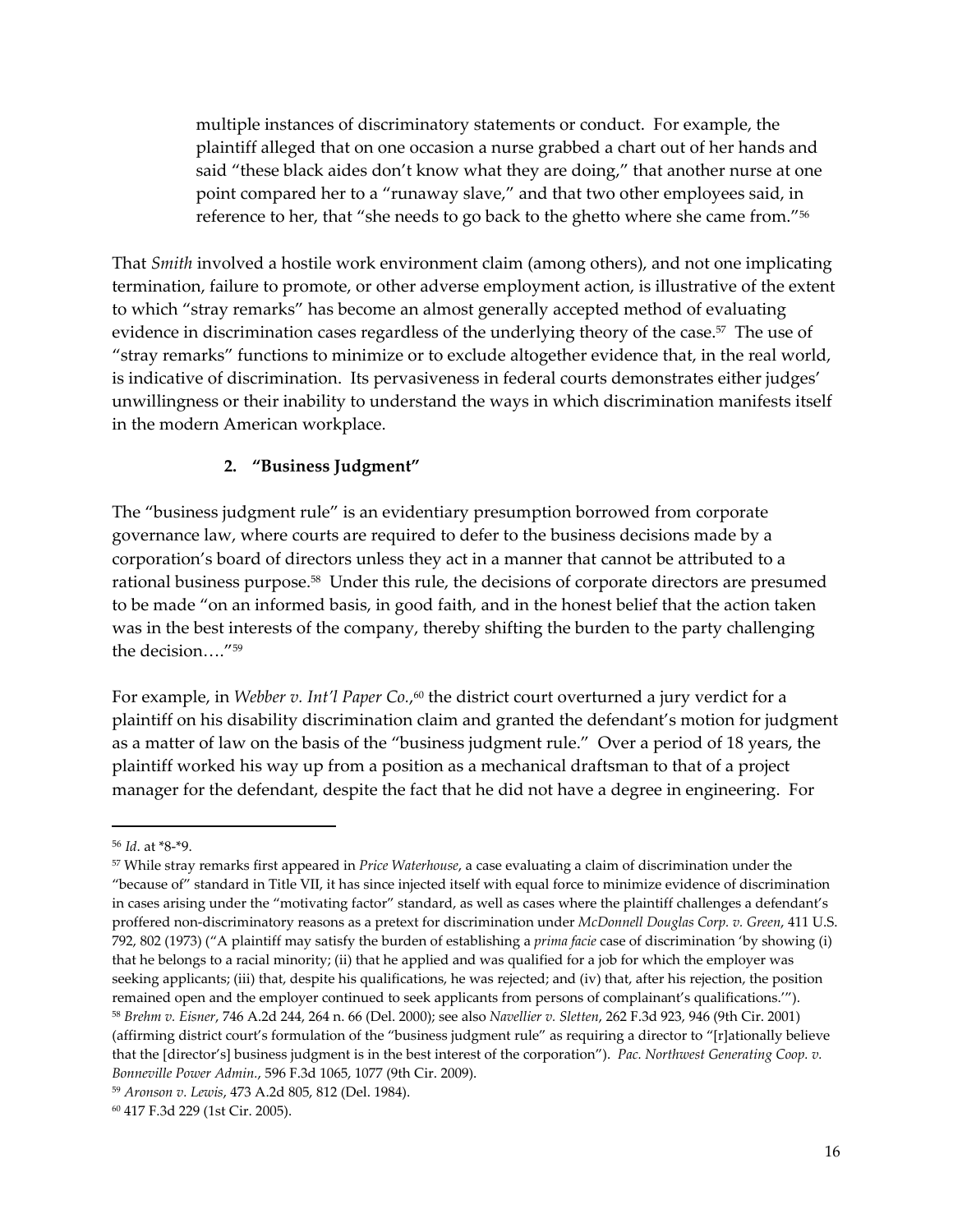multiple instances of discriminatory statements or conduct. For example, the plaintiff alleged that on one occasion a nurse grabbed a chart out of her hands and said "these black aides don't know what they are doing," that another nurse at one point compared her to a "runaway slave," and that two other employees said, in reference to her, that "she needs to go back to the ghetto where she came from."[56]

That *Smith* involved a hostile work environment claim (among others), and not one implicating termination, failure to promote, or other adverse employment action, is illustrative of the extent to which "stray remarks" has become an almost generally accepted method of evaluating evidence in discrimination cases regardless of the underlying theory of the case.[57] The use of "stray remarks" functions to minimize or to exclude altogether evidence that, in the real world, is indicative of discrimination. Its pervasiveness in federal courts demonstrates either judges' unwillingness or their inability to understand the ways in which discrimination manifests itself in the modern American workplace.

### 2. "Business Judgment"

The "business judgment rule" is an evidentiary presumption borrowed from corporate governance law, where courts are required to defer to the business decisions made by a corporation's board of directors unless they act in a manner that cannot be attributed to a rational business purpose.[58] Under this rule, the decisions of corporate directors are presumed to be made "on an informed basis, in good faith, and in the honest belief that the action taken was in the best interests of the company, thereby shifting the burden to the party challenging the decision…."[59]

For example, in *Webber v. Int'l Paper Co.*,[60] the district court overturned a jury verdict for a plaintiff on his disability discrimination claim and granted the defendant's motion for judgment as a matter of law on the basis of the "business judgment rule." Over a period of 18 years, the plaintiff worked his way up from a position as a mechanical draftsman to that of a project manager for the defendant, despite the fact that he did not have a degree in engineering. For

---

[56] *Id.* at *8-*9.

[57] While stray remarks first appeared in *Price Waterhouse*, a case evaluating a claim of discrimination under the "because of" standard in Title VII, it has since injected itself with equal force to minimize evidence of discrimination in cases arising under the "motivating factor" standard, as well as cases where the plaintiff challenges a defendant's proffered non-discriminatory reasons as a pretext for discrimination under *McDonnell Douglas Corp. v. Green*, 411 U.S. 792, 802 (1973) ("A plaintiff may satisfy the burden of establishing a *prima facie* case of discrimination 'by showing (i) that he belongs to a racial minority; (ii) that he applied and was qualified for a job for which the employer was seeking applicants; (iii) that, despite his qualifications, he was rejected; and (iv) that, after his rejection, the position remained open and the employer continued to seek applicants from persons of complainant's qualifications.'").

[58] *Brehm v. Eisner*, 746 A.2d 244, 264 n. 66 (Del. 2000); see also *Navellier v. Sletten*, 262 F.3d 923, 946 (9th Cir. 2001) (affirming district court's formulation of the "business judgment rule" as requiring a director to "[r]ationally believe that the [director's] business judgment is in the best interest of the corporation"). *Pac. Northwest Generating Coop. v. Bonneville Power Admin.*, 596 F.3d 1065, 1077 (9th Cir. 2009).

[59] *Aronson v. Lewis*, 473 A.2d 805, 812 (Del. 1984).

[60] 417 F.3d 229 (1st Cir. 2005).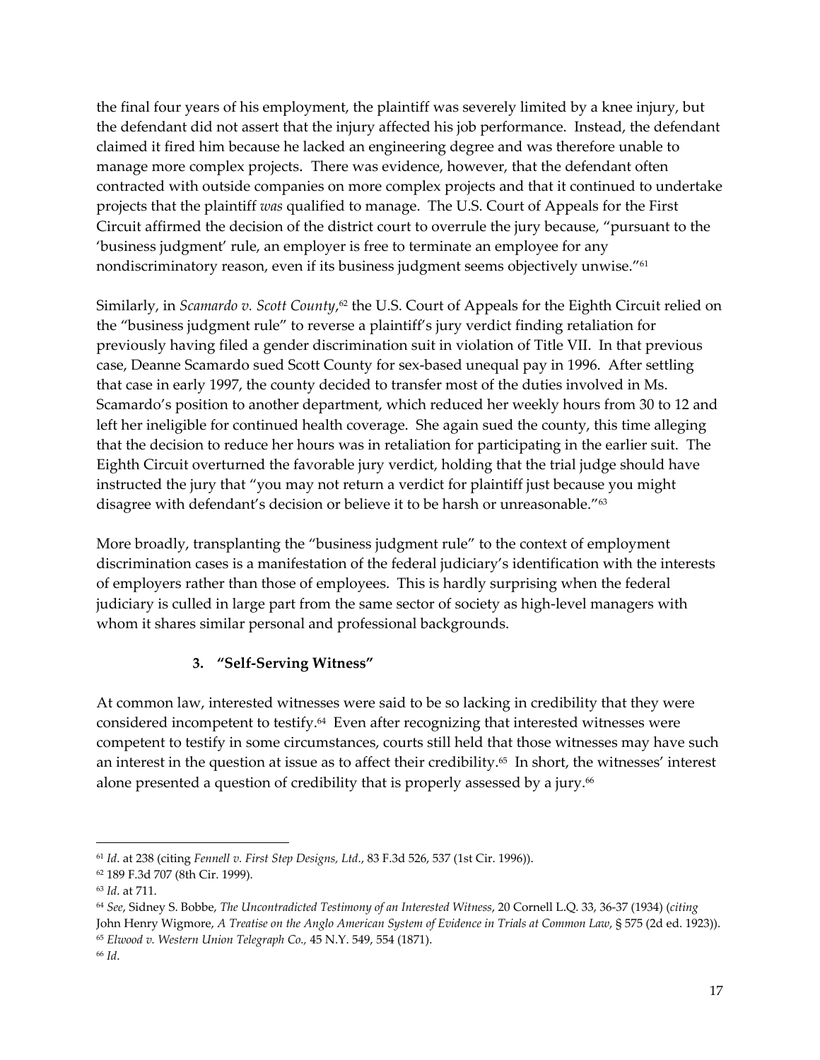the final four years of his employment, the plaintiff was severely limited by a knee injury, but the defendant did not assert that the injury affected his job performance. Instead, the defendant claimed it fired him because he lacked an engineering degree and was therefore unable to manage more complex projects. There was evidence, however, that the defendant often contracted with outside companies on more complex projects and that it continued to undertake projects that the plaintiff *was* qualified to manage. The U.S. Court of Appeals for the First Circuit affirmed the decision of the district court to overrule the jury because, "pursuant to the 'business judgment' rule, an employer is free to terminate an employee for any nondiscriminatory reason, even if its business judgment seems objectively unwise."[61]

Similarly, in *Scamardo v. Scott County*,[62] the U.S. Court of Appeals for the Eighth Circuit relied on the "business judgment rule" to reverse a plaintiff's jury verdict finding retaliation for previously having filed a gender discrimination suit in violation of Title VII. In that previous case, Deanne Scamardo sued Scott County for sex-based unequal pay in 1996. After settling that case in early 1997, the county decided to transfer most of the duties involved in Ms. Scamardo's position to another department, which reduced her weekly hours from 30 to 12 and left her ineligible for continued health coverage. She again sued the county, this time alleging that the decision to reduce her hours was in retaliation for participating in the earlier suit. The Eighth Circuit overturned the favorable jury verdict, holding that the trial judge should have instructed the jury that "you may not return a verdict for plaintiff just because you might disagree with defendant's decision or believe it to be harsh or unreasonable."[63]

More broadly, transplanting the "business judgment rule" to the context of employment discrimination cases is a manifestation of the federal judiciary's identification with the interests of employers rather than those of employees. This is hardly surprising when the federal judiciary is culled in large part from the same sector of society as high-level managers with whom it shares similar personal and professional backgrounds.

### 3. "Self-Serving Witness"

At common law, interested witnesses were said to be so lacking in credibility that they were considered incompetent to testify.[64] Even after recognizing that interested witnesses were competent to testify in some circumstances, courts still held that those witnesses may have such an interest in the question at issue as to affect their credibility.[65] In short, the witnesses' interest alone presented a question of credibility that is properly assessed by a jury.[66]

---

[61] *Id*. at 238 (citing *Fennell v. First Step Designs, Ltd*., 83 F.3d 526, 537 (1st Cir. 1996)).

[62] 189 F.3d 707 (8th Cir. 1999).

[63] *Id*. at 711.

[64] *See*, Sidney S. Bobbe, *The Uncontradicted Testimony of an Interested Witness*, 20 Cornell L.Q. 33, 36-37 (1934) (*citing* John Henry Wigmore, *A Treatise on the Anglo American System of Evidence in Trials at Common Law*, § 575 (2d ed. 1923)).

[65] *Elwood v. Western Union Telegraph Co.,* 45 N.Y. 549, 554 (1871).

[66] *Id*.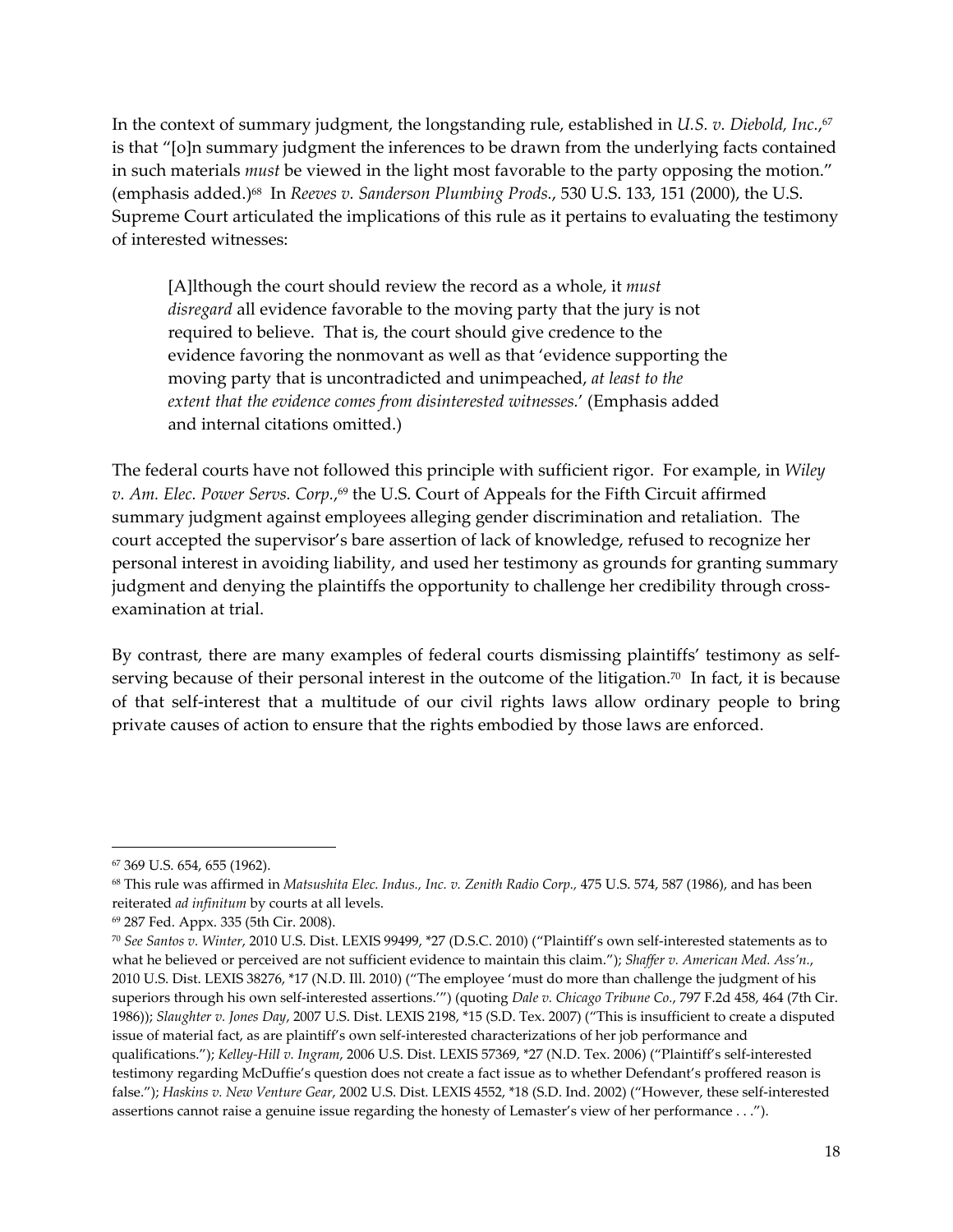In the context of summary judgment, the longstanding rule, established in *U.S. v. Diebold, Inc.*,[67] is that "[o]n summary judgment the inferences to be drawn from the underlying facts contained in such materials *must* be viewed in the light most favorable to the party opposing the motion." (emphasis added.)[68] In *Reeves v. Sanderson Plumbing Prods.*, 530 U.S. 133, 151 (2000), the U.S. Supreme Court articulated the implications of this rule as it pertains to evaluating the testimony of interested witnesses:

> [A]lthough the court should review the record as a whole, it *must disregard* all evidence favorable to the moving party that the jury is not required to believe. That is, the court should give credence to the evidence favoring the nonmovant as well as that 'evidence supporting the moving party that is uncontradicted and unimpeached, *at least to the extent that the evidence comes from disinterested witnesses.*' (Emphasis added and internal citations omitted.)

The federal courts have not followed this principle with sufficient rigor. For example, in *Wiley v. Am. Elec. Power Servs. Corp.*,[69] the U.S. Court of Appeals for the Fifth Circuit affirmed summary judgment against employees alleging gender discrimination and retaliation. The court accepted the supervisor's bare assertion of lack of knowledge, refused to recognize her personal interest in avoiding liability, and used her testimony as grounds for granting summary judgment and denying the plaintiffs the opportunity to challenge her credibility through cross-examination at trial.

By contrast, there are many examples of federal courts dismissing plaintiffs' testimony as self-serving because of their personal interest in the outcome of the litigation.[70] In fact, it is because of that self-interest that a multitude of our civil rights laws allow ordinary people to bring private causes of action to ensure that the rights embodied by those laws are enforced.

---

[67] 369 U.S. 654, 655 (1962).

[68] This rule was affirmed in *Matsushita Elec. Indus., Inc. v. Zenith Radio Corp.*, 475 U.S. 574, 587 (1986), and has been reiterated *ad infinitum* by courts at all levels.

[69] 287 Fed. Appx. 335 (5th Cir. 2008).

[70] *See Santos v. Winter*, 2010 U.S. Dist. LEXIS 99499, *27 (D.S.C. 2010) ("Plaintiff's own self-interested statements as to what he believed or perceived are not sufficient evidence to maintain this claim."); *Shaffer v. American Med. Ass'n.*, 2010 U.S. Dist. LEXIS 38276, *17 (N.D. Ill. 2010) ("The employee 'must do more than challenge the judgment of his superiors through his own self-interested assertions.'") (quoting *Dale v. Chicago Tribune Co.*, 797 F.2d 458, 464 (7th Cir. 1986)); *Slaughter v. Jones Day*, 2007 U.S. Dist. LEXIS 2198, *15 (S.D. Tex. 2007) ("This is insufficient to create a disputed issue of material fact, as are plaintiff's own self-interested characterizations of her job performance and qualifications."); *Kelley-Hill v. Ingram*, 2006 U.S. Dist. LEXIS 57369, *27 (N.D. Tex. 2006) ("Plaintiff's self-interested testimony regarding McDuffie's question does not create a fact issue as to whether Defendant's proffered reason is false."); *Haskins v. New Venture Gear*, 2002 U.S. Dist. LEXIS 4552, *18 (S.D. Ind. 2002) ("However, these self-interested assertions cannot raise a genuine issue regarding the honesty of Lemaster's view of her performance . . .").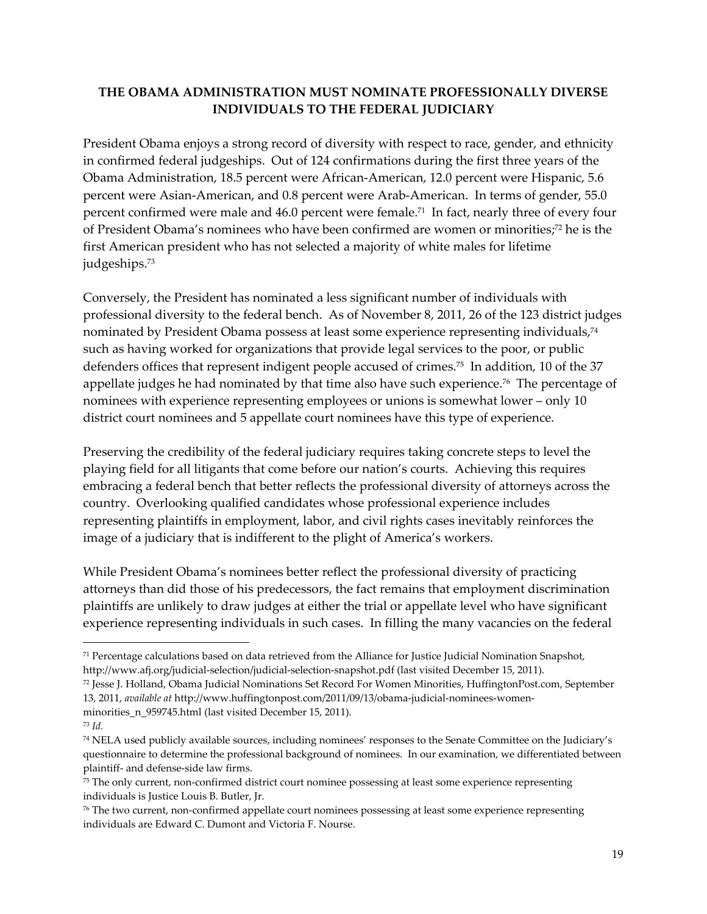**THE OBAMA ADMINISTRATION MUST NOMINATE PROFESSIONALLY DIVERSE INDIVIDUALS TO THE FEDERAL JUDICIARY**

President Obama enjoys a strong record of diversity with respect to race, gender, and ethnicity in confirmed federal judgeships. Out of 124 confirmations during the first three years of the Obama Administration, 18.5 percent were African-American, 12.0 percent were Hispanic, 5.6 percent were Asian-American, and 0.8 percent were Arab-American. In terms of gender, 55.0 percent confirmed were male and 46.0 percent were female.[71] In fact, nearly three of every four of President Obama's nominees who have been confirmed are women or minorities;[72] he is the first American president who has not selected a majority of white males for lifetime judgeships.[73]

Conversely, the President has nominated a less significant number of individuals with professional diversity to the federal bench. As of November 8, 2011, 26 of the 123 district judges nominated by President Obama possess at least some experience representing individuals,[74] such as having worked for organizations that provide legal services to the poor, or public defenders offices that represent indigent people accused of crimes.[75] In addition, 10 of the 37 appellate judges he had nominated by that time also have such experience.[76] The percentage of nominees with experience representing employees or unions is somewhat lower – only 10 district court nominees and 5 appellate court nominees have this type of experience.

Preserving the credibility of the federal judiciary requires taking concrete steps to level the playing field for all litigants that come before our nation's courts. Achieving this requires embracing a federal bench that better reflects the professional diversity of attorneys across the country. Overlooking qualified candidates whose professional experience includes representing plaintiffs in employment, labor, and civil rights cases inevitably reinforces the image of a judiciary that is indifferent to the plight of America's workers.

While President Obama's nominees better reflect the professional diversity of practicing attorneys than did those of his predecessors, the fact remains that employment discrimination plaintiffs are unlikely to draw judges at either the trial or appellate level who have significant experience representing individuals in such cases. In filling the many vacancies on the federal

---

[71] Percentage calculations based on data retrieved from the Alliance for Justice Judicial Nomination Snapshot, http://www.afj.org/judicial-selection/judicial-selection-snapshot.pdf (last visited December 15, 2011).

[72] Jesse J. Holland, Obama Judicial Nominations Set Record For Women Minorities, HuffingtonPost.com, September 13, 2011, *available at* http://www.huffingtonpost.com/2011/09/13/obama-judicial-nominees-women-minorities_n_959745.html (last visited December 15, 2011).

[73] *Id.*

[74] NELA used publicly available sources, including nominees' responses to the Senate Committee on the Judiciary's questionnaire to determine the professional background of nominees. In our examination, we differentiated between plaintiff- and defense-side law firms.

[75] The only current, non-confirmed district court nominee possessing at least some experience representing individuals is Justice Louis B. Butler, Jr.

[76] The two current, non-confirmed appellate court nominees possessing at least some experience representing individuals are Edward C. Dumont and Victoria F. Nourse.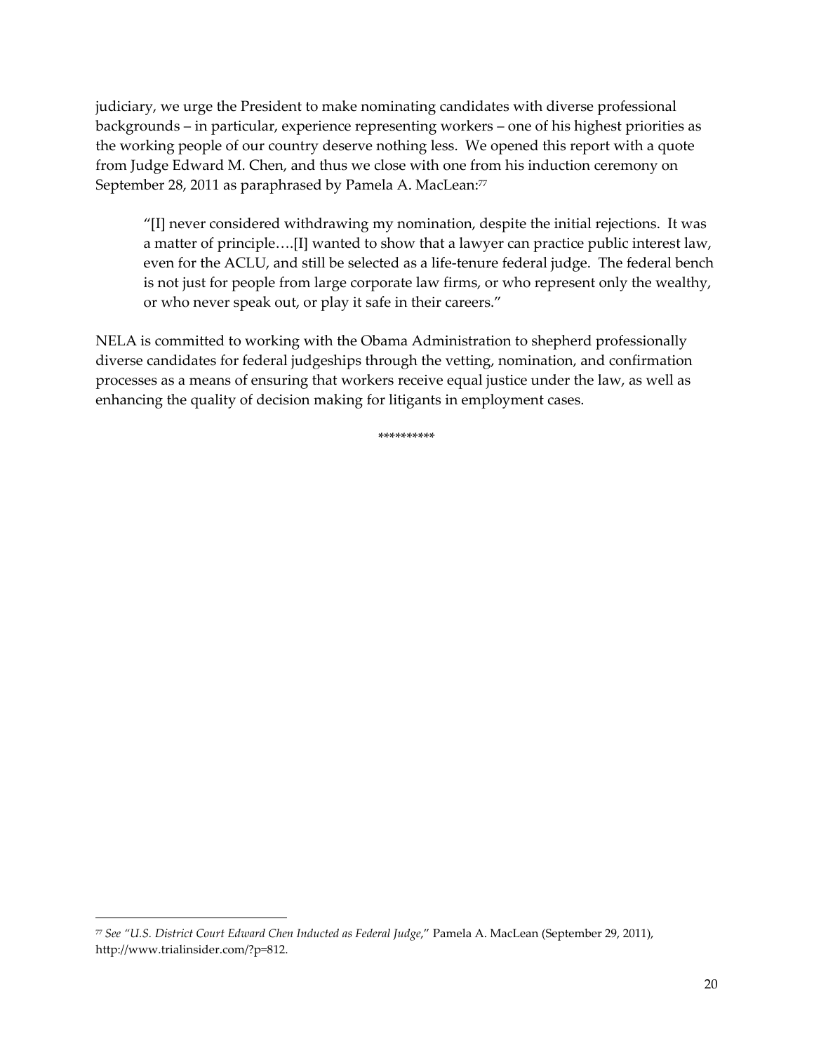judiciary, we urge the President to make nominating candidates with diverse professional backgrounds – in particular, experience representing workers – one of his highest priorities as the working people of our country deserve nothing less. We opened this report with a quote from Judge Edward M. Chen, and thus we close with one from his induction ceremony on September 28, 2011 as paraphrased by Pamela A. MacLean:[77]

> "[I] never considered withdrawing my nomination, despite the initial rejections. It was a matter of principle….[I] wanted to show that a lawyer can practice public interest law, even for the ACLU, and still be selected as a life-tenure federal judge. The federal bench is not just for people from large corporate law firms, or who represent only the wealthy, or who never speak out, or play it safe in their careers."

NELA is committed to working with the Obama Administration to shepherd professionally diverse candidates for federal judgeships through the vetting, nomination, and confirmation processes as a means of ensuring that workers receive equal justice under the law, as well as enhancing the quality of decision making for litigants in employment cases.

\*\*\*\*\*\*\*\*\*

---

[77] *See "U.S. District Court Edward Chen Inducted as Federal Judge*," Pamela A. MacLean (September 29, 2011), http://www.trialinsider.com/?p=812.